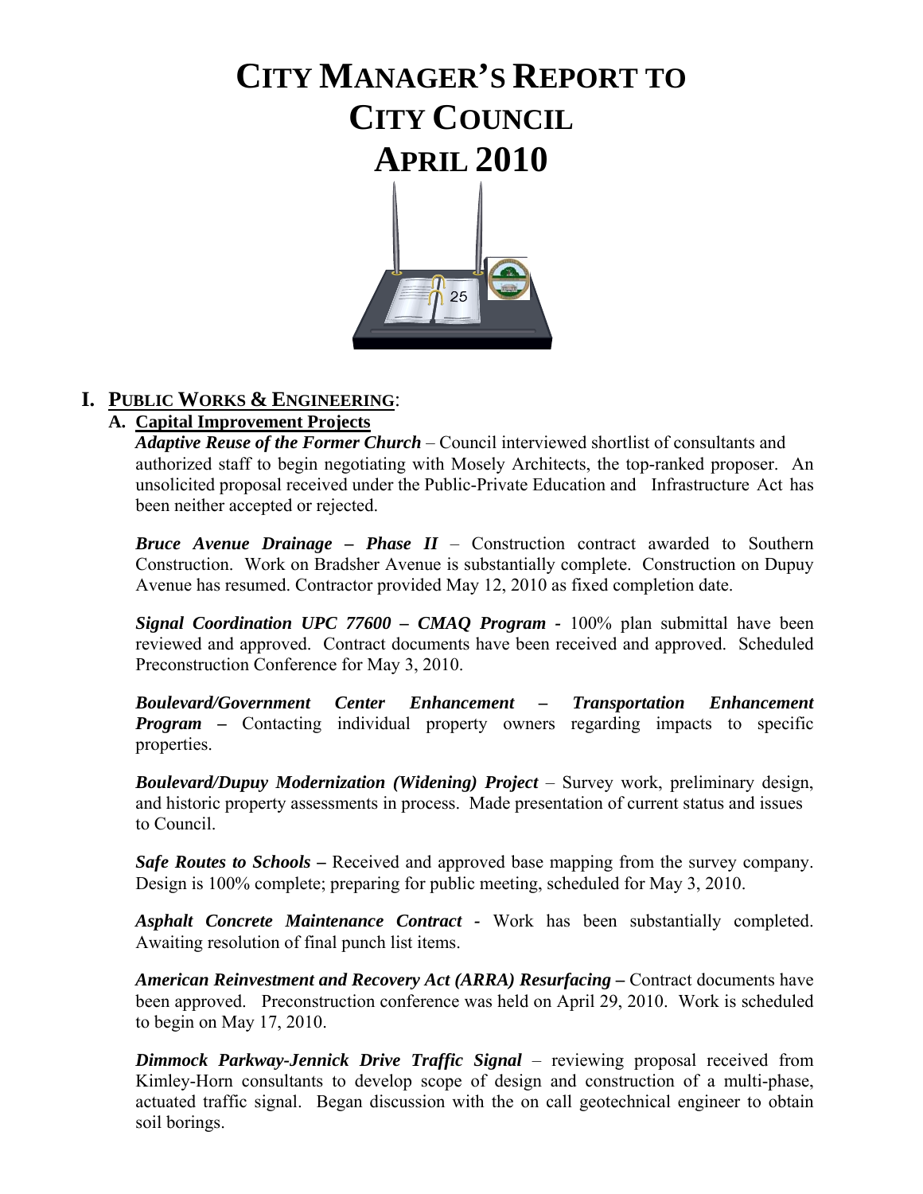# CITY MANAGER'S REPORT TO CITY COUNCIL APRIL 2010

## I. PUBLIC WORKS & ENGINEERING:

### A. Capital Improvement Projects

***Adaptive Reuse of the Former Church*** – Council interviewed shortlist of consultants and authorized staff to begin negotiating with Mosely Architects, the top-ranked proposer. An unsolicited proposal received under the Public-Private Education and Infrastructure Act has been neither accepted or rejected.

***Bruce Avenue Drainage – Phase II*** – Construction contract awarded to Southern Construction. Work on Bradsher Avenue is substantially complete. Construction on Dupuy Avenue has resumed. Contractor provided May 12, 2010 as fixed completion date.

***Signal Coordination UPC 77600 – CMAQ Program*** - 100% plan submittal have been reviewed and approved. Contract documents have been received and approved. Scheduled Preconstruction Conference for May 3, 2010.

***Boulevard/Government Center Enhancement – Transportation Enhancement Program –*** Contacting individual property owners regarding impacts to specific properties.

***Boulevard/Dupuy Modernization (Widening) Project*** – Survey work, preliminary design, and historic property assessments in process. Made presentation of current status and issues to Council.

***Safe Routes to Schools –*** Received and approved base mapping from the survey company. Design is 100% complete; preparing for public meeting, scheduled for May 3, 2010.

***Asphalt Concrete Maintenance Contract*** - Work has been substantially completed. Awaiting resolution of final punch list items.

***American Reinvestment and Recovery Act (ARRA) Resurfacing –*** Contract documents have been approved. Preconstruction conference was held on April 29, 2010. Work is scheduled to begin on May 17, 2010.

***Dimmock Parkway-Jennick Drive Traffic Signal*** – reviewing proposal received from Kimley-Horn consultants to develop scope of design and construction of a multi-phase, actuated traffic signal. Began discussion with the on call geotechnical engineer to obtain soil borings.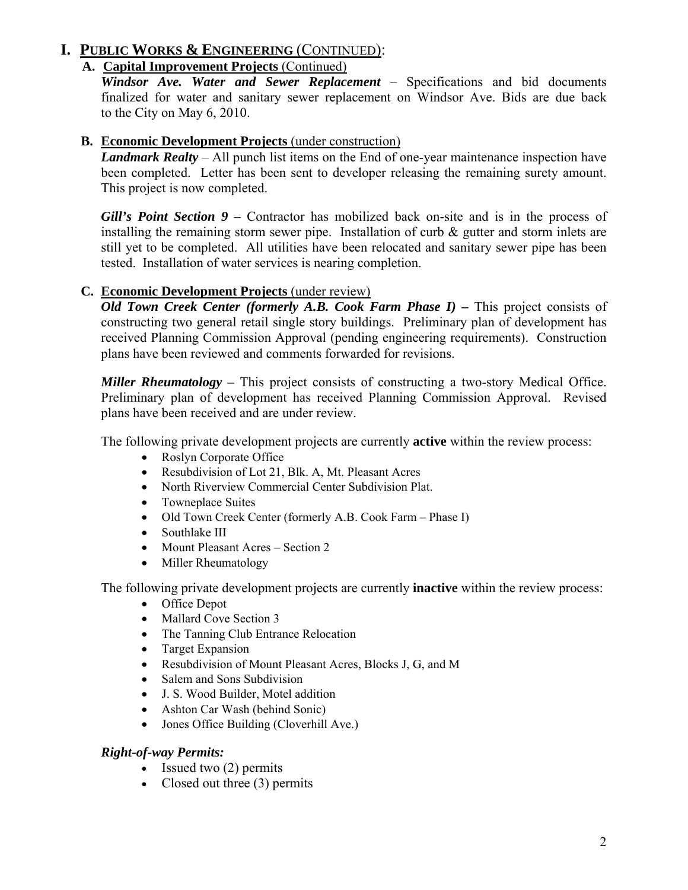# I. Public Works & Engineering (Continued):

## A. Capital Improvement Projects (Continued)

***Windsor Ave. Water and Sewer Replacement*** – Specifications and bid documents finalized for water and sanitary sewer replacement on Windsor Ave. Bids are due back to the City on May 6, 2010.

## B. Economic Development Projects (under construction)

***Landmark Realty*** – All punch list items on the End of one-year maintenance inspection have been completed. Letter has been sent to developer releasing the remaining surety amount. This project is now completed.

***Gill's Point Section 9*** – Contractor has mobilized back on-site and is in the process of installing the remaining storm sewer pipe. Installation of curb & gutter and storm inlets are still yet to be completed. All utilities have been relocated and sanitary sewer pipe has been tested. Installation of water services is nearing completion.

## C. Economic Development Projects (under review)

***Old Town Creek Center (formerly A.B. Cook Farm Phase I) –*** This project consists of constructing two general retail single story buildings. Preliminary plan of development has received Planning Commission Approval (pending engineering requirements). Construction plans have been reviewed and comments forwarded for revisions.

***Miller Rheumatology –*** This project consists of constructing a two-story Medical Office. Preliminary plan of development has received Planning Commission Approval. Revised plans have been received and are under review.

The following private development projects are currently **active** within the review process:

- Roslyn Corporate Office
- Resubdivision of Lot 21, Blk. A, Mt. Pleasant Acres
- North Riverview Commercial Center Subdivision Plat.
- Towneplace Suites
- Old Town Creek Center (formerly A.B. Cook Farm – Phase I)
- Southlake III
- Mount Pleasant Acres – Section 2
- Miller Rheumatology

The following private development projects are currently **inactive** within the review process:

- Office Depot
- Mallard Cove Section 3
- The Tanning Club Entrance Relocation
- Target Expansion
- Resubdivision of Mount Pleasant Acres, Blocks J, G, and M
- Salem and Sons Subdivision
- J. S. Wood Builder, Motel addition
- Ashton Car Wash (behind Sonic)
- Jones Office Building (Cloverhill Ave.)

### *Right-of-way Permits:*

- Issued two (2) permits
- Closed out three (3) permits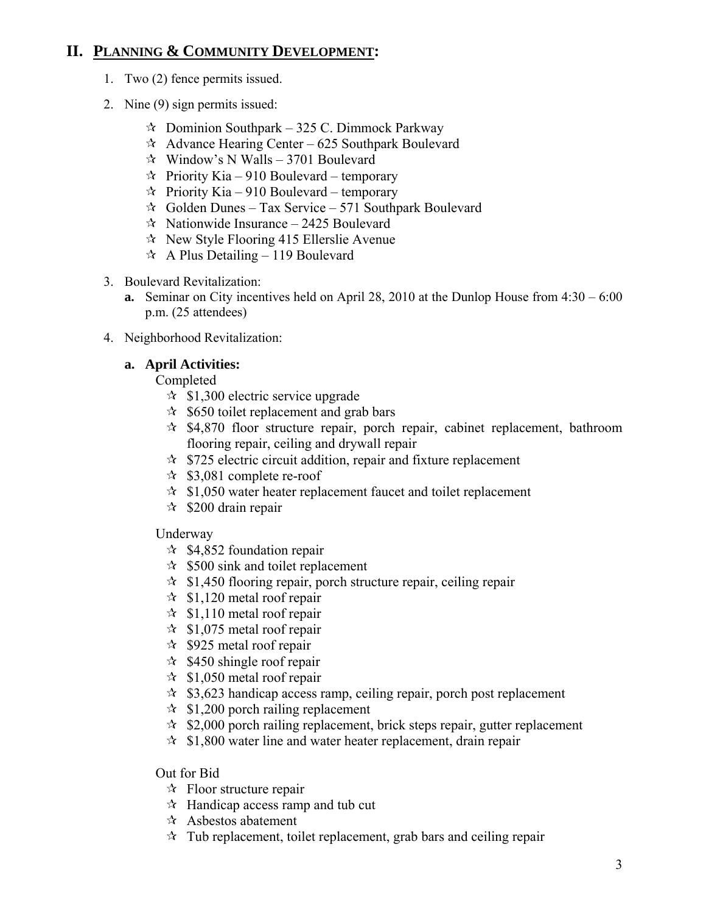## II. PLANNING & COMMUNITY DEVELOPMENT:

1. Two (2) fence permits issued.

2. Nine (9) sign permits issued:

   - ☆ Dominion Southpark – 325 C. Dimmock Parkway
   - ☆ Advance Hearing Center – 625 Southpark Boulevard
   - ☆ Window's N Walls – 3701 Boulevard
   - ☆ Priority Kia – 910 Boulevard – temporary
   - ☆ Priority Kia – 910 Boulevard – temporary
   - ☆ Golden Dunes – Tax Service – 571 Southpark Boulevard
   - ☆ Nationwide Insurance – 2425 Boulevard
   - ☆ New Style Flooring 415 Ellerslie Avenue
   - ☆ A Plus Detailing – 119 Boulevard

3. Boulevard Revitalization:
   - **a.** Seminar on City incentives held on April 28, 2010 at the Dunlop House from 4:30 – 6:00 p.m. (25 attendees)

4. Neighborhood Revitalization:

   **a. April Activities:**

   Completed
   - ☆ $1,300 electric service upgrade
   - ☆ $650 toilet replacement and grab bars
   - ☆ $4,870 floor structure repair, porch repair, cabinet replacement, bathroom flooring repair, ceiling and drywall repair
   - ☆ $725 electric circuit addition, repair and fixture replacement
   - ☆ $3,081 complete re-roof
   - ☆ $1,050 water heater replacement faucet and toilet replacement
   - ☆ $200 drain repair

   Underway
   - ☆ $4,852 foundation repair
   - ☆ $500 sink and toilet replacement
   - ☆ $1,450 flooring repair, porch structure repair, ceiling repair
   - ☆ $1,120 metal roof repair
   - ☆ $1,110 metal roof repair
   - ☆ $1,075 metal roof repair
   - ☆ $925 metal roof repair
   - ☆ $450 shingle roof repair
   - ☆ $1,050 metal roof repair
   - ☆ $3,623 handicap access ramp, ceiling repair, porch post replacement
   - ☆ $1,200 porch railing replacement
   - ☆ $2,000 porch railing replacement, brick steps repair, gutter replacement
   - ☆ $1,800 water line and water heater replacement, drain repair

   Out for Bid
   - ☆ Floor structure repair
   - ☆ Handicap access ramp and tub cut
   - ☆ Asbestos abatement
   - ☆ Tub replacement, toilet replacement, grab bars and ceiling repair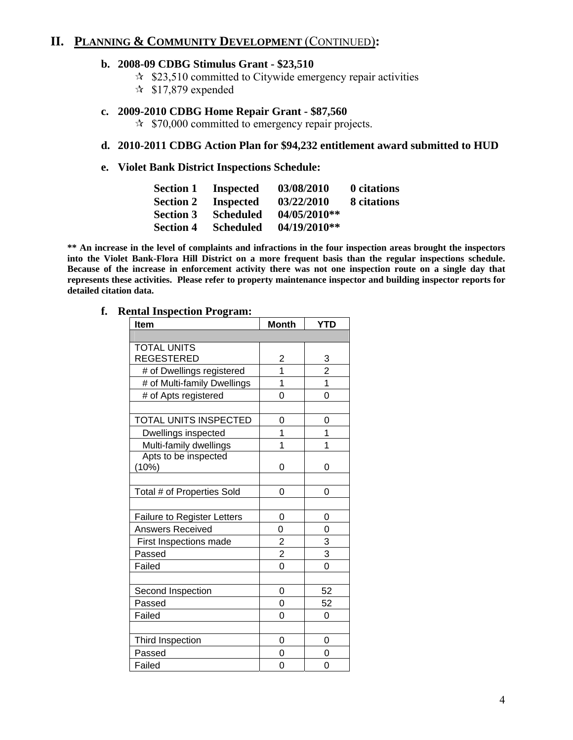## II. PLANNING & COMMUNITY DEVELOPMENT (CONTINUED):

**b. 2008-09 CDBG Stimulus Grant - $23,510**

- ✰ $23,510 committed to Citywide emergency repair activities
- ✰ $17,879 expended

**c. 2009-2010 CDBG Home Repair Grant - $87,560**

- ✰ $70,000 committed to emergency repair projects.

**d. 2010-2011 CDBG Action Plan for $94,232 entitlement award submitted to HUD**

**e. Violet Bank District Inspections Schedule:**

| | | | |
|---|---|---|---|
| **Section 1** | **Inspected** | **03/08/2010** | **0 citations** |
| **Section 2** | **Inspected** | **03/22/2010** | **8 citations** |
| **Section 3** | **Scheduled** | **04/05/2010**** | |
| **Section 4** | **Scheduled** | **04/19/2010**** | |

**** An increase in the level of complaints and infractions in the four inspection areas brought the inspectors into the Violet Bank-Flora Hill District on a more frequent basis than the regular inspections schedule. Because of the increase in enforcement activity there was not one inspection route on a single day that represents these activities. Please refer to property maintenance inspector and building inspector reports for detailed citation data.**

**f. Rental Inspection Program:**

| Item | Month | YTD |
|---|---|---|
| | | |
| TOTAL UNITS REGESTERED | 2 | 3 |
| # of Dwellings registered | 1 | 2 |
| # of Multi-family Dwellings | 1 | 1 |
| # of Apts registered | 0 | 0 |
| | | |
| TOTAL UNITS INSPECTED | 0 | 0 |
| Dwellings inspected | 1 | 1 |
| Multi-family dwellings | 1 | 1 |
| Apts to be inspected (10%) | 0 | 0 |
| | | |
| Total # of Properties Sold | 0 | 0 |
| | | |
| Failure to Register Letters | 0 | 0 |
| Answers Received | 0 | 0 |
| First Inspections made | 2 | 3 |
| Passed | 2 | 3 |
| Failed | 0 | 0 |
| | | |
| Second Inspection | 0 | 52 |
| Passed | 0 | 52 |
| Failed | 0 | 0 |
| | | |
| Third Inspection | 0 | 0 |
| Passed | 0 | 0 |
| Failed | 0 | 0 |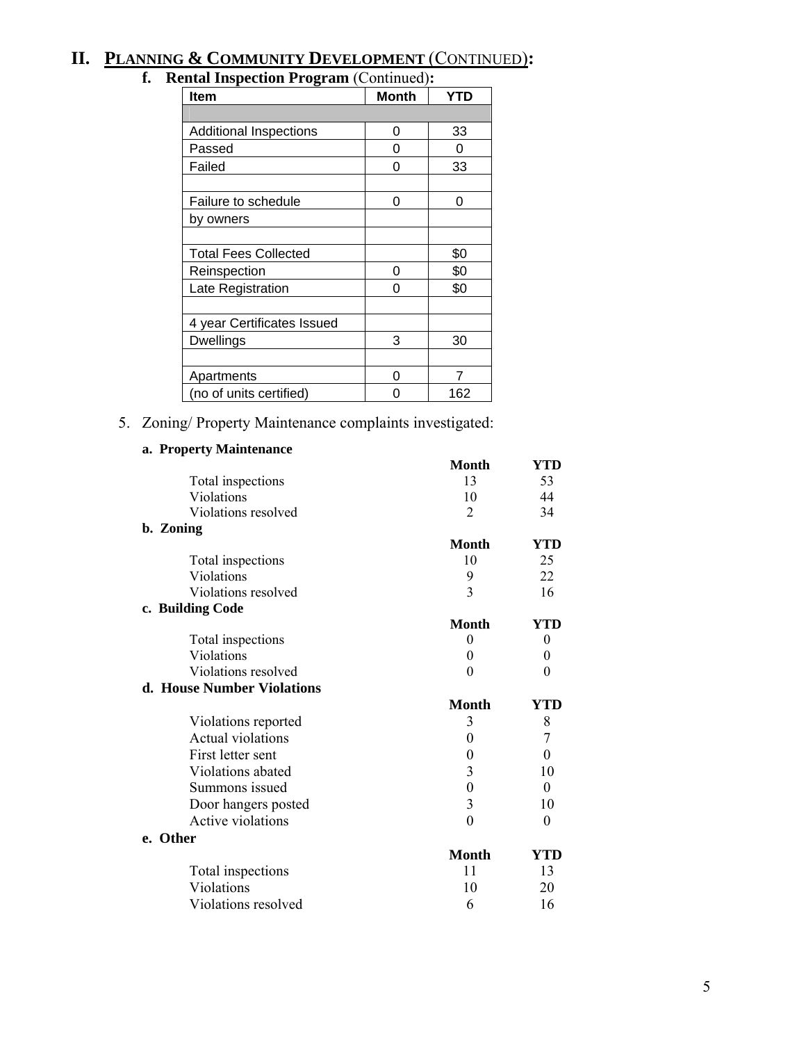# II. PLANNING & COMMUNITY DEVELOPMENT (CONTINUED):

### f. Rental Inspection Program (Continued):

| Item | Month | YTD |
|---|---|---|
| | | |
| Additional Inspections | 0 | 33 |
| Passed | 0 | 0 |
| Failed | 0 | 33 |
| | | |
| Failure to schedule | 0 | 0 |
| by owners | | |
| | | |
| Total Fees Collected | | $0 |
| Reinspection | 0 | $0 |
| Late Registration | 0 | $0 |
| | | |
| 4 year Certificates Issued | | |
| Dwellings | 3 | 30 |
| | | |
| Apartments | 0 | 7 |
| (no of units certified) | 0 | 162 |

5. Zoning/ Property Maintenance complaints investigated:

**a. Property Maintenance**

| | Month | YTD |
|---|---|---|
| Total inspections | 13 | 53 |
| Violations | 10 | 44 |
| Violations resolved | 2 | 34 |

**b. Zoning**

| | Month | YTD |
|---|---|---|
| Total inspections | 10 | 25 |
| Violations | 9 | 22 |
| Violations resolved | 3 | 16 |

**c. Building Code**

| | Month | YTD |
|---|---|---|
| Total inspections | 0 | 0 |
| Violations | 0 | 0 |
| Violations resolved | 0 | 0 |

**d. House Number Violations**

| | Month | YTD |
|---|---|---|
| Violations reported | 3 | 8 |
| Actual violations | 0 | 7 |
| First letter sent | 0 | 0 |
| Violations abated | 3 | 10 |
| Summons issued | 0 | 0 |
| Door hangers posted | 3 | 10 |
| Active violations | 0 | 0 |

**e. Other**

| | Month | YTD |
|---|---|---|
| Total inspections | 11 | 13 |
| Violations | 10 | 20 |
| Violations resolved | 6 | 16 |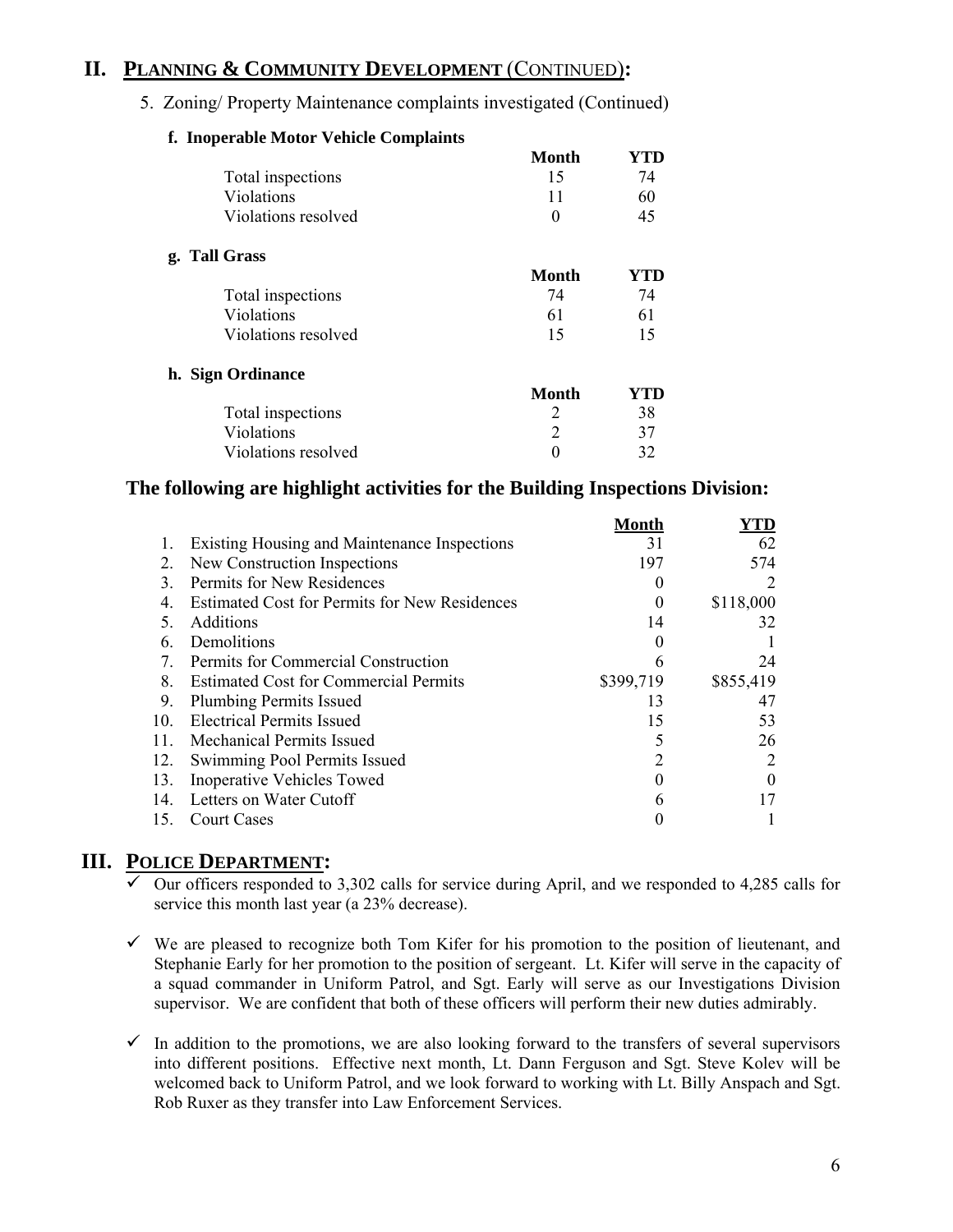## II. PLANNING & COMMUNITY DEVELOPMENT (CONTINUED):

5. Zoning/ Property Maintenance complaints investigated (Continued)

**f. Inoperable Motor Vehicle Complaints**

| | Month | YTD |
|---|---|---|
| Total inspections | 15 | 74 |
| Violations | 11 | 60 |
| Violations resolved | 0 | 45 |

**g. Tall Grass**

| | Month | YTD |
|---|---|---|
| Total inspections | 74 | 74 |
| Violations | 61 | 61 |
| Violations resolved | 15 | 15 |

**h. Sign Ordinance**

| | Month | YTD |
|---|---|---|
| Total inspections | 2 | 38 |
| Violations | 2 | 37 |
| Violations resolved | 0 | 32 |

### The following are highlight activities for the Building Inspections Division:

| | | Month | YTD |
|---|---|---|---|
| 1. | Existing Housing and Maintenance Inspections | 31 | 62 |
| 2. | New Construction Inspections | 197 | 574 |
| 3. | Permits for New Residences | 0 | 2 |
| 4. | Estimated Cost for Permits for New Residences | 0 | $118,000 |
| 5. | Additions | 14 | 32 |
| 6. | Demolitions | 0 | 1 |
| 7. | Permits for Commercial Construction | 6 | 24 |
| 8. | Estimated Cost for Commercial Permits | $399,719 | $855,419 |
| 9. | Plumbing Permits Issued | 13 | 47 |
| 10. | Electrical Permits Issued | 15 | 53 |
| 11. | Mechanical Permits Issued | 5 | 26 |
| 12. | Swimming Pool Permits Issued | 2 | 2 |
| 13. | Inoperative Vehicles Towed | 0 | 0 |
| 14. | Letters on Water Cutoff | 6 | 17 |
| 15. | Court Cases | 0 | 1 |

## III. POLICE DEPARTMENT:

- ✓ Our officers responded to 3,302 calls for service during April, and we responded to 4,285 calls for service this month last year (a 23% decrease).

- ✓ We are pleased to recognize both Tom Kifer for his promotion to the position of lieutenant, and Stephanie Early for her promotion to the position of sergeant. Lt. Kifer will serve in the capacity of a squad commander in Uniform Patrol, and Sgt. Early will serve as our Investigations Division supervisor. We are confident that both of these officers will perform their new duties admirably.

- ✓ In addition to the promotions, we are also looking forward to the transfers of several supervisors into different positions. Effective next month, Lt. Dann Ferguson and Sgt. Steve Kolev will be welcomed back to Uniform Patrol, and we look forward to working with Lt. Billy Anspach and Sgt. Rob Ruxer as they transfer into Law Enforcement Services.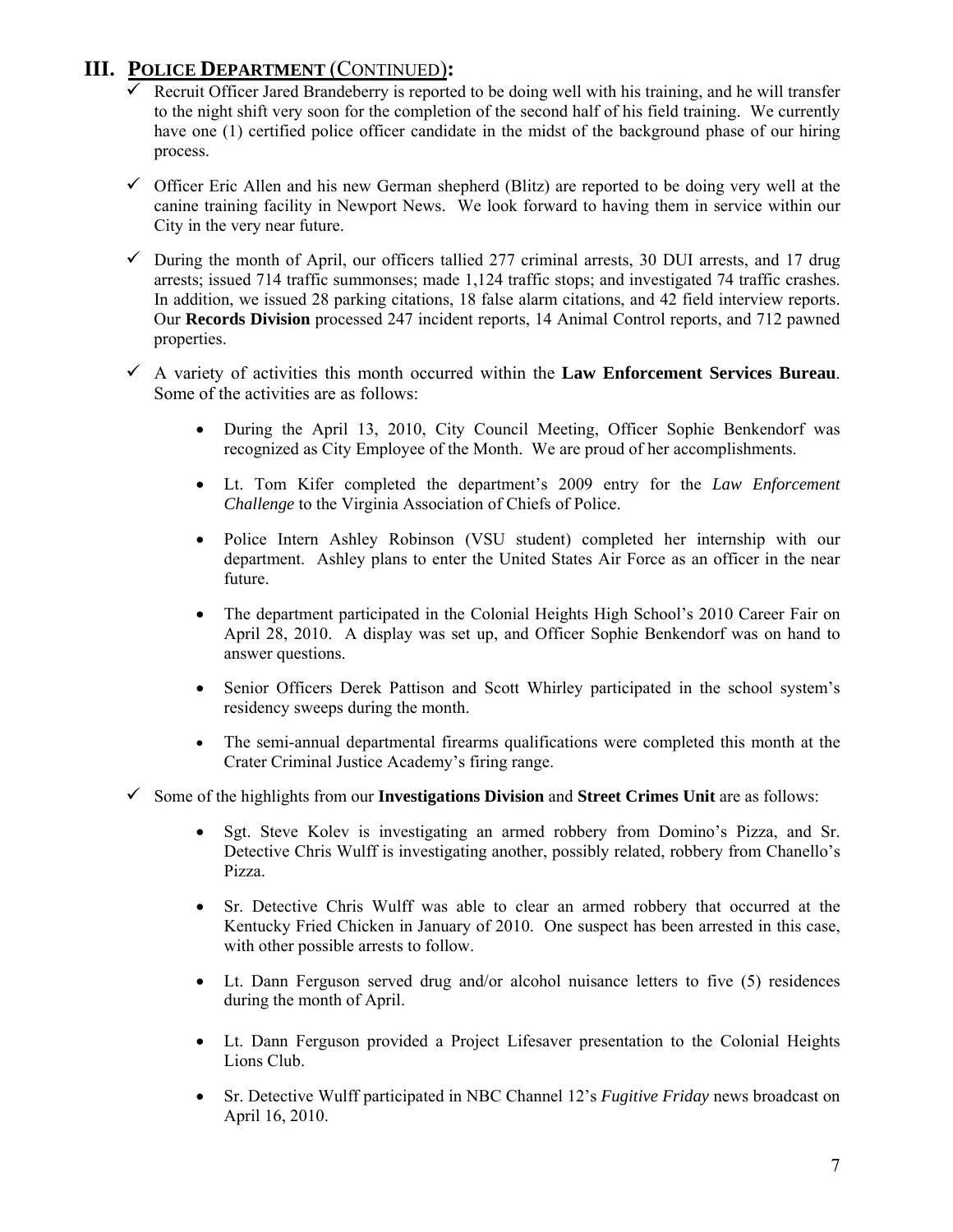## III. POLICE DEPARTMENT (CONTINUED):

- ✓ Recruit Officer Jared Brandeberry is reported to be doing well with his training, and he will transfer to the night shift very soon for the completion of the second half of his field training. We currently have one (1) certified police officer candidate in the midst of the background phase of our hiring process.

- ✓ Officer Eric Allen and his new German shepherd (Blitz) are reported to be doing very well at the canine training facility in Newport News. We look forward to having them in service within our City in the very near future.

- ✓ During the month of April, our officers tallied 277 criminal arrests, 30 DUI arrests, and 17 drug arrests; issued 714 traffic summonses; made 1,124 traffic stops; and investigated 74 traffic crashes. In addition, we issued 28 parking citations, 18 false alarm citations, and 42 field interview reports. Our **Records Division** processed 247 incident reports, 14 Animal Control reports, and 712 pawned properties.

- ✓ A variety of activities this month occurred within the **Law Enforcement Services Bureau**. Some of the activities are as follows:

  - During the April 13, 2010, City Council Meeting, Officer Sophie Benkendorf was recognized as City Employee of the Month. We are proud of her accomplishments.
  - Lt. Tom Kifer completed the department's 2009 entry for the *Law Enforcement Challenge* to the Virginia Association of Chiefs of Police.
  - Police Intern Ashley Robinson (VSU student) completed her internship with our department. Ashley plans to enter the United States Air Force as an officer in the near future.
  - The department participated in the Colonial Heights High School's 2010 Career Fair on April 28, 2010. A display was set up, and Officer Sophie Benkendorf was on hand to answer questions.
  - Senior Officers Derek Pattison and Scott Whirley participated in the school system's residency sweeps during the month.
  - The semi-annual departmental firearms qualifications were completed this month at the Crater Criminal Justice Academy's firing range.

- ✓ Some of the highlights from our **Investigations Division** and **Street Crimes Unit** are as follows:

  - Sgt. Steve Kolev is investigating an armed robbery from Domino's Pizza, and Sr. Detective Chris Wulff is investigating another, possibly related, robbery from Chanello's Pizza.
  - Sr. Detective Chris Wulff was able to clear an armed robbery that occurred at the Kentucky Fried Chicken in January of 2010. One suspect has been arrested in this case, with other possible arrests to follow.
  - Lt. Dann Ferguson served drug and/or alcohol nuisance letters to five (5) residences during the month of April.
  - Lt. Dann Ferguson provided a Project Lifesaver presentation to the Colonial Heights Lions Club.
  - Sr. Detective Wulff participated in NBC Channel 12's *Fugitive Friday* news broadcast on April 16, 2010.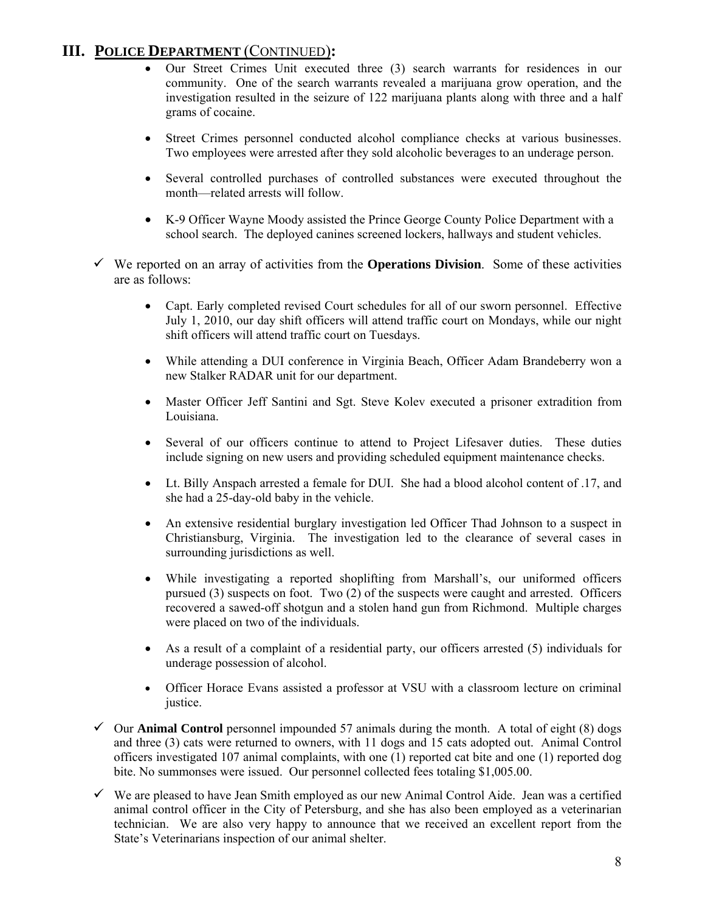## III. POLICE DEPARTMENT (CONTINUED):

- Our Street Crimes Unit executed three (3) search warrants for residences in our community. One of the search warrants revealed a marijuana grow operation, and the investigation resulted in the seizure of 122 marijuana plants along with three and a half grams of cocaine.

- Street Crimes personnel conducted alcohol compliance checks at various businesses. Two employees were arrested after they sold alcoholic beverages to an underage person.

- Several controlled purchases of controlled substances were executed throughout the month—related arrests will follow.

- K-9 Officer Wayne Moody assisted the Prince George County Police Department with a school search. The deployed canines screened lockers, hallways and student vehicles.

✓ We reported on an array of activities from the **Operations Division**. Some of these activities are as follows:

- Capt. Early completed revised Court schedules for all of our sworn personnel. Effective July 1, 2010, our day shift officers will attend traffic court on Mondays, while our night shift officers will attend traffic court on Tuesdays.

- While attending a DUI conference in Virginia Beach, Officer Adam Brandeberry won a new Stalker RADAR unit for our department.

- Master Officer Jeff Santini and Sgt. Steve Kolev executed a prisoner extradition from Louisiana.

- Several of our officers continue to attend to Project Lifesaver duties. These duties include signing on new users and providing scheduled equipment maintenance checks.

- Lt. Billy Anspach arrested a female for DUI. She had a blood alcohol content of .17, and she had a 25-day-old baby in the vehicle.

- An extensive residential burglary investigation led Officer Thad Johnson to a suspect in Christiansburg, Virginia. The investigation led to the clearance of several cases in surrounding jurisdictions as well.

- While investigating a reported shoplifting from Marshall's, our uniformed officers pursued (3) suspects on foot. Two (2) of the suspects were caught and arrested. Officers recovered a sawed-off shotgun and a stolen hand gun from Richmond. Multiple charges were placed on two of the individuals.

- As a result of a complaint of a residential party, our officers arrested (5) individuals for underage possession of alcohol.

- Officer Horace Evans assisted a professor at VSU with a classroom lecture on criminal justice.

✓ Our **Animal Control** personnel impounded 57 animals during the month. A total of eight (8) dogs and three (3) cats were returned to owners, with 11 dogs and 15 cats adopted out. Animal Control officers investigated 107 animal complaints, with one (1) reported cat bite and one (1) reported dog bite. No summonses were issued. Our personnel collected fees totaling $1,005.00.

✓ We are pleased to have Jean Smith employed as our new Animal Control Aide. Jean was a certified animal control officer in the City of Petersburg, and she has also been employed as a veterinarian technician. We are also very happy to announce that we received an excellent report from the State's Veterinarians inspection of our animal shelter.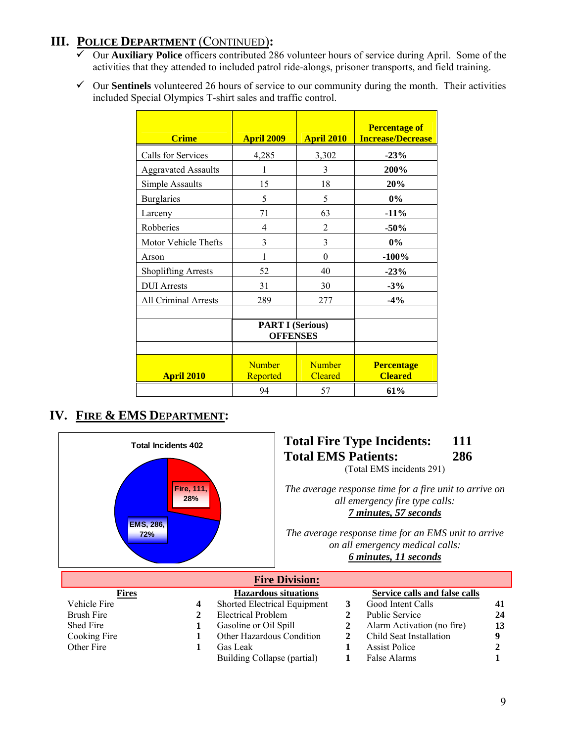## III. POLICE DEPARTMENT (CONTINUED):

- ✓ Our **Auxiliary Police** officers contributed 286 volunteer hours of service during April. Some of the activities that they attended to included patrol ride-alongs, prisoner transports, and field training.
- ✓ Our **Sentinels** volunteered 26 hours of service to our community during the month. Their activities included Special Olympics T-shirt sales and traffic control.

| Crime | April 2009 | April 2010 | Percentage of Increase/Decrease |
|---|---|---|---|
| Calls for Services | 4,285 | 3,302 | **-23%** |
| Aggravated Assaults | 1 | 3 | **200%** |
| Simple Assaults | 15 | 18 | **20%** |
| Burglaries | 5 | 5 | **0%** |
| Larceny | 71 | 63 | **-11%** |
| Robberies | 4 | 2 | **-50%** |
| Motor Vehicle Thefts | 3 | 3 | **0%** |
| Arson | 1 | 0 | **-100%** |
| Shoplifting Arrests | 52 | 40 | **-23%** |
| DUI Arrests | 31 | 30 | **-3%** |
| All Criminal Arrests | 289 | 277 | **-4%** |
| | | | |
| | **PART I (Serious) OFFENSES** | | |
| | | | |
| **April 2010** | Number Reported | Number Cleared | **Percentage Cleared** |
| | 94 | 57 | **61%** |

## IV. FIRE & EMS DEPARTMENT:

Total Incidents 402

- Fire, 111, 28%
- EMS, 286, 72%

**Total Fire Type Incidents: 111**
**Total EMS Patients: 286**
(Total EMS incidents 291)

*The average response time for a fire unit to arrive on all emergency fire type calls:*
***7 minutes, 57 seconds***

*The average response time for an EMS unit to arrive on all emergency medical calls:*
***6 minutes, 11 seconds***

### Fire Division:

| Fires | | Hazardous situations | | Service calls and false calls | |
|---|---|---|---|---|---|
| Vehicle Fire | 4 | Shorted Electrical Equipment | 3 | Good Intent Calls | 41 |
| Brush Fire | 2 | Electrical Problem | 2 | Public Service | 24 |
| Shed Fire | 1 | Gasoline or Oil Spill | 2 | Alarm Activation (no fire) | 13 |
| Cooking Fire | 1 | Other Hazardous Condition | 2 | Child Seat Installation | 9 |
| Other Fire | 1 | Gas Leak | 1 | Assist Police | 2 |
| | | Building Collapse (partial) | 1 | False Alarms | 1 |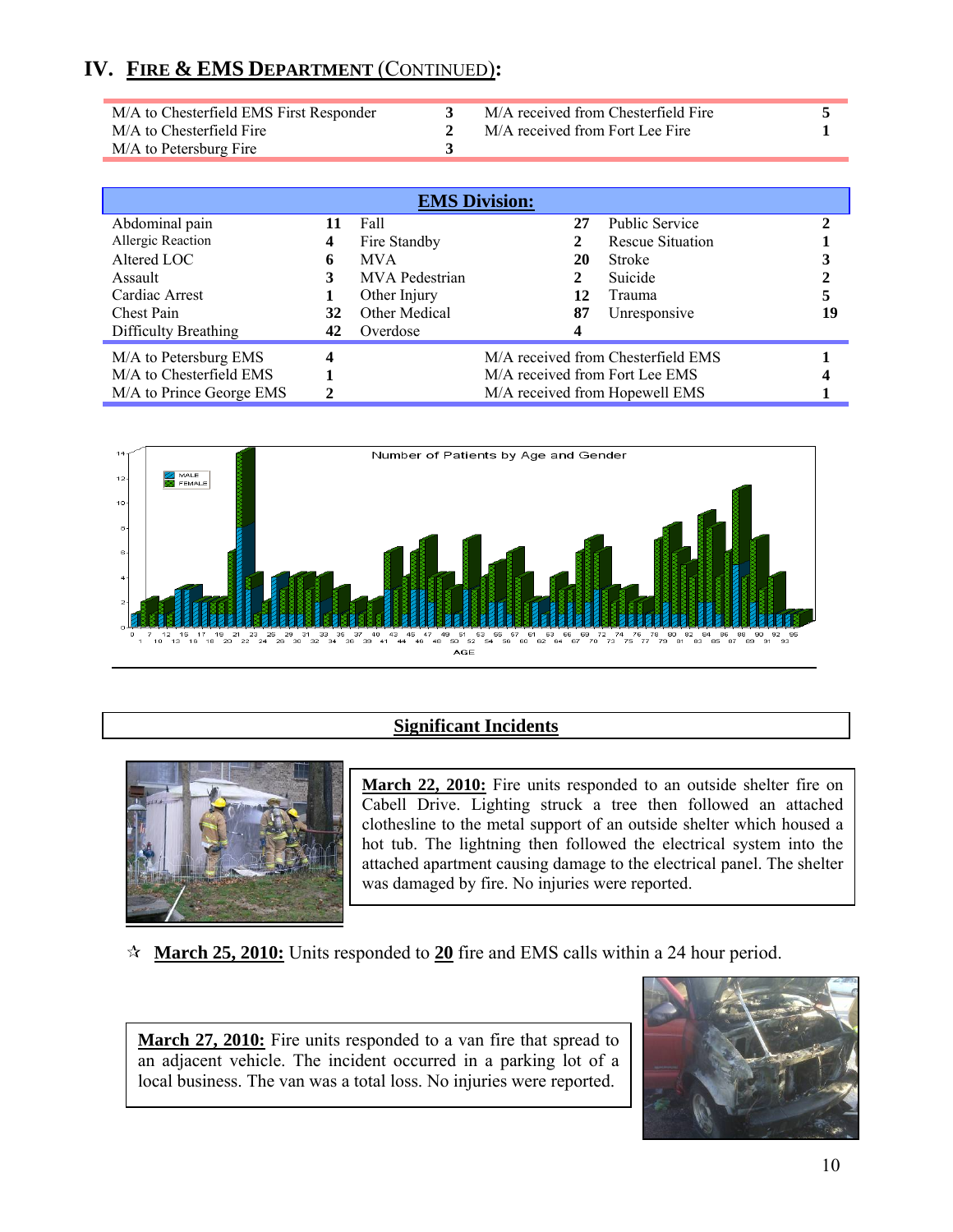## IV. FIRE & EMS DEPARTMENT (CONTINUED):

| | | | |
|---|---|---|---|
| M/A to Chesterfield EMS First Responder | 3 | M/A received from Chesterfield Fire | 5 |
| M/A to Chesterfield Fire | 2 | M/A received from Fort Lee Fire | 1 |
| M/A to Petersburg Fire | 3 | | |

**EMS Division:**

| | | | | | |
|---|---|---|---|---|---|
| Abdominal pain | 11 | Fall | 27 | Public Service | 2 |
| Allergic Reaction | 4 | Fire Standby | 2 | Rescue Situation | 1 |
| Altered LOC | 6 | MVA | 20 | Stroke | 3 |
| Assault | 3 | MVA Pedestrian | 2 | Suicide | 2 |
| Cardiac Arrest | 1 | Other Injury | 12 | Trauma | 5 |
| Chest Pain | 32 | Other Medical | 87 | Unresponsive | 19 |
| Difficulty Breathing | 42 | Overdose | 4 | | |

| | | | |
|---|---|---|---|
| M/A to Petersburg EMS | 4 | M/A received from Chesterfield EMS | 1 |
| M/A to Chesterfield EMS | 1 | M/A received from Fort Lee EMS | 4 |
| M/A to Prince George EMS | 2 | M/A received from Hopewell EMS | 1 |

Number of Patients by Age and Gender

**Significant Incidents**

**March 22, 2010:** Fire units responded to an outside shelter fire on Cabell Drive. Lighting struck a tree then followed an attached clothesline to the metal support of an outside shelter which housed a hot tub. The lightning then followed the electrical system into the attached apartment causing damage to the electrical panel. The shelter was damaged by fire. No injuries were reported.

☆ **March 25, 2010:** Units responded to **20** fire and EMS calls within a 24 hour period.

**March 27, 2010:** Fire units responded to a van fire that spread to an adjacent vehicle. The incident occurred in a parking lot of a local business. The van was a total loss. No injuries were reported.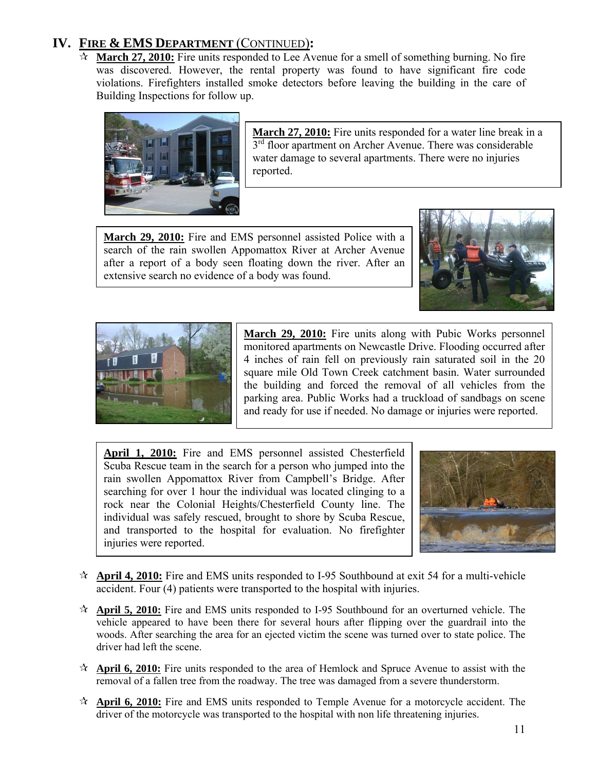## IV. FIRE & EMS DEPARTMENT (CONTINUED):

- **March 27, 2010:** Fire units responded to Lee Avenue for a smell of something burning. No fire was discovered. However, the rental property was found to have significant fire code violations. Firefighters installed smoke detectors before leaving the building in the care of Building Inspections for follow up.

**March 27, 2010:** Fire units responded for a water line break in a 3rd floor apartment on Archer Avenue. There was considerable water damage to several apartments. There were no injuries reported.

**March 29, 2010:** Fire and EMS personnel assisted Police with a search of the rain swollen Appomattox River at Archer Avenue after a report of a body seen floating down the river. After an extensive search no evidence of a body was found.

**March 29, 2010:** Fire units along with Pubic Works personnel monitored apartments on Newcastle Drive. Flooding occurred after 4 inches of rain fell on previously rain saturated soil in the 20 square mile Old Town Creek catchment basin. Water surrounded the building and forced the removal of all vehicles from the parking area. Public Works had a truckload of sandbags on scene and ready for use if needed. No damage or injuries were reported.

**April 1, 2010:** Fire and EMS personnel assisted Chesterfield Scuba Rescue team in the search for a person who jumped into the rain swollen Appomattox River from Campbell's Bridge. After searching for over 1 hour the individual was located clinging to a rock near the Colonial Heights/Chesterfield County line. The individual was safely rescued, brought to shore by Scuba Rescue, and transported to the hospital for evaluation. No firefighter injuries were reported.

- **April 4, 2010:** Fire and EMS units responded to I-95 Southbound at exit 54 for a multi-vehicle accident. Four (4) patients were transported to the hospital with injuries.

- **April 5, 2010:** Fire and EMS units responded to I-95 Southbound for an overturned vehicle. The vehicle appeared to have been there for several hours after flipping over the guardrail into the woods. After searching the area for an ejected victim the scene was turned over to state police. The driver had left the scene.

- **April 6, 2010:** Fire units responded to the area of Hemlock and Spruce Avenue to assist with the removal of a fallen tree from the roadway. The tree was damaged from a severe thunderstorm.

- **April 6, 2010:** Fire and EMS units responded to Temple Avenue for a motorcycle accident. The driver of the motorcycle was transported to the hospital with non life threatening injuries.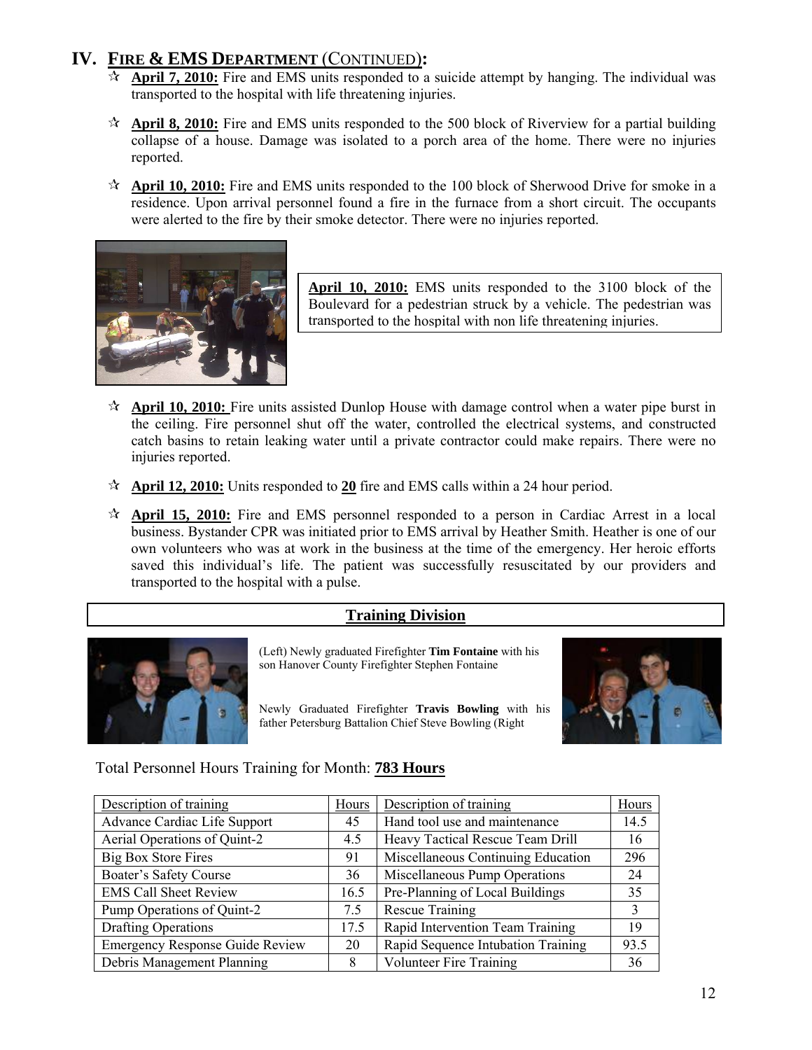## IV. FIRE & EMS DEPARTMENT (CONTINUED):

- **April 7, 2010:** Fire and EMS units responded to a suicide attempt by hanging. The individual was transported to the hospital with life threatening injuries.

- **April 8, 2010:** Fire and EMS units responded to the 500 block of Riverview for a partial building collapse of a house. Damage was isolated to a porch area of the home. There were no injuries reported.

- **April 10, 2010:** Fire and EMS units responded to the 100 block of Sherwood Drive for smoke in a residence. Upon arrival personnel found a fire in the furnace from a short circuit. The occupants were alerted to the fire by their smoke detector. There were no injuries reported.

**April 10, 2010:** EMS units responded to the 3100 block of the Boulevard for a pedestrian struck by a vehicle. The pedestrian was transported to the hospital with non life threatening injuries.

- **April 10, 2010:** Fire units assisted Dunlop House with damage control when a water pipe burst in the ceiling. Fire personnel shut off the water, controlled the electrical systems, and constructed catch basins to retain leaking water until a private contractor could make repairs. There were no injuries reported.

- **April 12, 2010:** Units responded to **20** fire and EMS calls within a 24 hour period.

- **April 15, 2010:** Fire and EMS personnel responded to a person in Cardiac Arrest in a local business. Bystander CPR was initiated prior to EMS arrival by Heather Smith. Heather is one of our own volunteers who was at work in the business at the time of the emergency. Her heroic efforts saved this individual's life. The patient was successfully resuscitated by our providers and transported to the hospital with a pulse.

### Training Division

(Left) Newly graduated Firefighter **Tim Fontaine** with his son Hanover County Firefighter Stephen Fontaine

Newly Graduated Firefighter **Travis Bowling** with his father Petersburg Battalion Chief Steve Bowling (Right

Total Personnel Hours Training for Month: **783 Hours**

| Description of training | Hours | Description of training | Hours |
|---|---|---|---|
| Advance Cardiac Life Support | 45 | Hand tool use and maintenance | 14.5 |
| Aerial Operations of Quint-2 | 4.5 | Heavy Tactical Rescue Team Drill | 16 |
| Big Box Store Fires | 91 | Miscellaneous Continuing Education | 296 |
| Boater's Safety Course | 36 | Miscellaneous Pump Operations | 24 |
| EMS Call Sheet Review | 16.5 | Pre-Planning of Local Buildings | 35 |
| Pump Operations of Quint-2 | 7.5 | Rescue Training | 3 |
| Drafting Operations | 17.5 | Rapid Intervention Team Training | 19 |
| Emergency Response Guide Review | 20 | Rapid Sequence Intubation Training | 93.5 |
| Debris Management Planning | 8 | Volunteer Fire Training | 36 |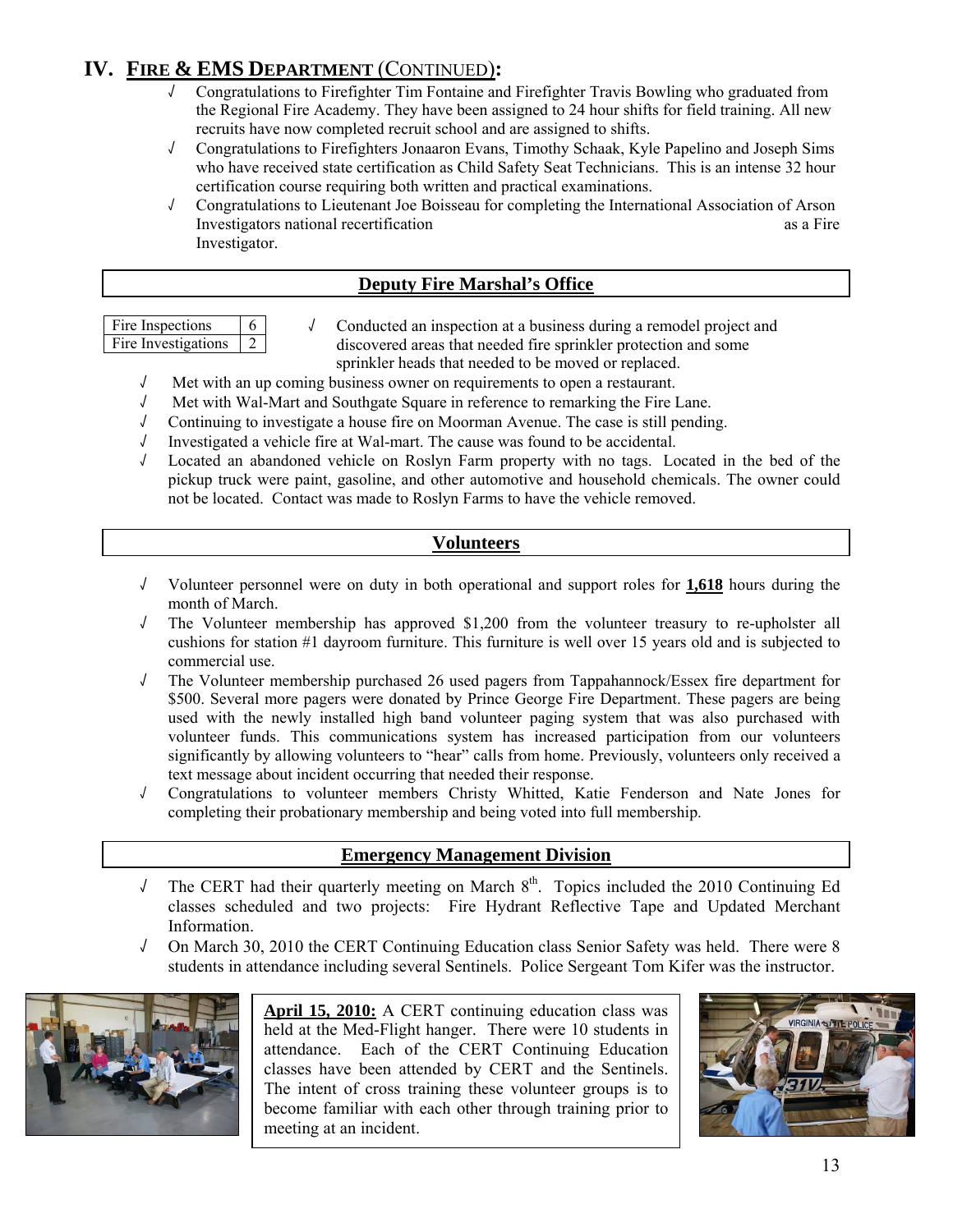# IV. FIRE & EMS DEPARTMENT (CONTINUED):

- √ Congratulations to Firefighter Tim Fontaine and Firefighter Travis Bowling who graduated from the Regional Fire Academy. They have been assigned to 24 hour shifts for field training. All new recruits have now completed recruit school and are assigned to shifts.
- √ Congratulations to Firefighters Jonaaron Evans, Timothy Schaak, Kyle Papelino and Joseph Sims who have received state certification as Child Safety Seat Technicians. This is an intense 32 hour certification course requiring both written and practical examinations.
- √ Congratulations to Lieutenant Joe Boisseau for completing the International Association of Arson Investigators national recertification as a Fire Investigator.

## Deputy Fire Marshal's Office

| Fire Inspections | 6 |
|---|---|
| Fire Investigations | 2 |

- √ Conducted an inspection at a business during a remodel project and discovered areas that needed fire sprinkler protection and some sprinkler heads that needed to be moved or replaced.
- √ Met with an up coming business owner on requirements to open a restaurant.
- √ Met with Wal-Mart and Southgate Square in reference to remarking the Fire Lane.
- √ Continuing to investigate a house fire on Moorman Avenue. The case is still pending.
- √ Investigated a vehicle fire at Wal-mart. The cause was found to be accidental.
- √ Located an abandoned vehicle on Roslyn Farm property with no tags. Located in the bed of the pickup truck were paint, gasoline, and other automotive and household chemicals. The owner could not be located. Contact was made to Roslyn Farms to have the vehicle removed.

## Volunteers

- √ Volunteer personnel were on duty in both operational and support roles for **1,618** hours during the month of March.
- √ The Volunteer membership has approved $1,200 from the volunteer treasury to re-upholster all cushions for station #1 dayroom furniture. This furniture is well over 15 years old and is subjected to commercial use.
- √ The Volunteer membership purchased 26 used pagers from Tappahannock/Essex fire department for $500. Several more pagers were donated by Prince George Fire Department. These pagers are being used with the newly installed high band volunteer paging system that was also purchased with volunteer funds. This communications system has increased participation from our volunteers significantly by allowing volunteers to "hear" calls from home. Previously, volunteers only received a text message about incident occurring that needed their response.
- √ Congratulations to volunteer members Christy Whitted, Katie Fenderson and Nate Jones for completing their probationary membership and being voted into full membership.

## Emergency Management Division

- √ The CERT had their quarterly meeting on March 8th. Topics included the 2010 Continuing Ed classes scheduled and two projects: Fire Hydrant Reflective Tape and Updated Merchant Information.
- √ On March 30, 2010 the CERT Continuing Education class Senior Safety was held. There were 8 students in attendance including several Sentinels. Police Sergeant Tom Kifer was the instructor.

**April 15, 2010:** A CERT continuing education class was held at the Med-Flight hanger. There were 10 students in attendance. Each of the CERT Continuing Education classes have been attended by CERT and the Sentinels. The intent of cross training these volunteer groups is to become familiar with each other through training prior to meeting at an incident.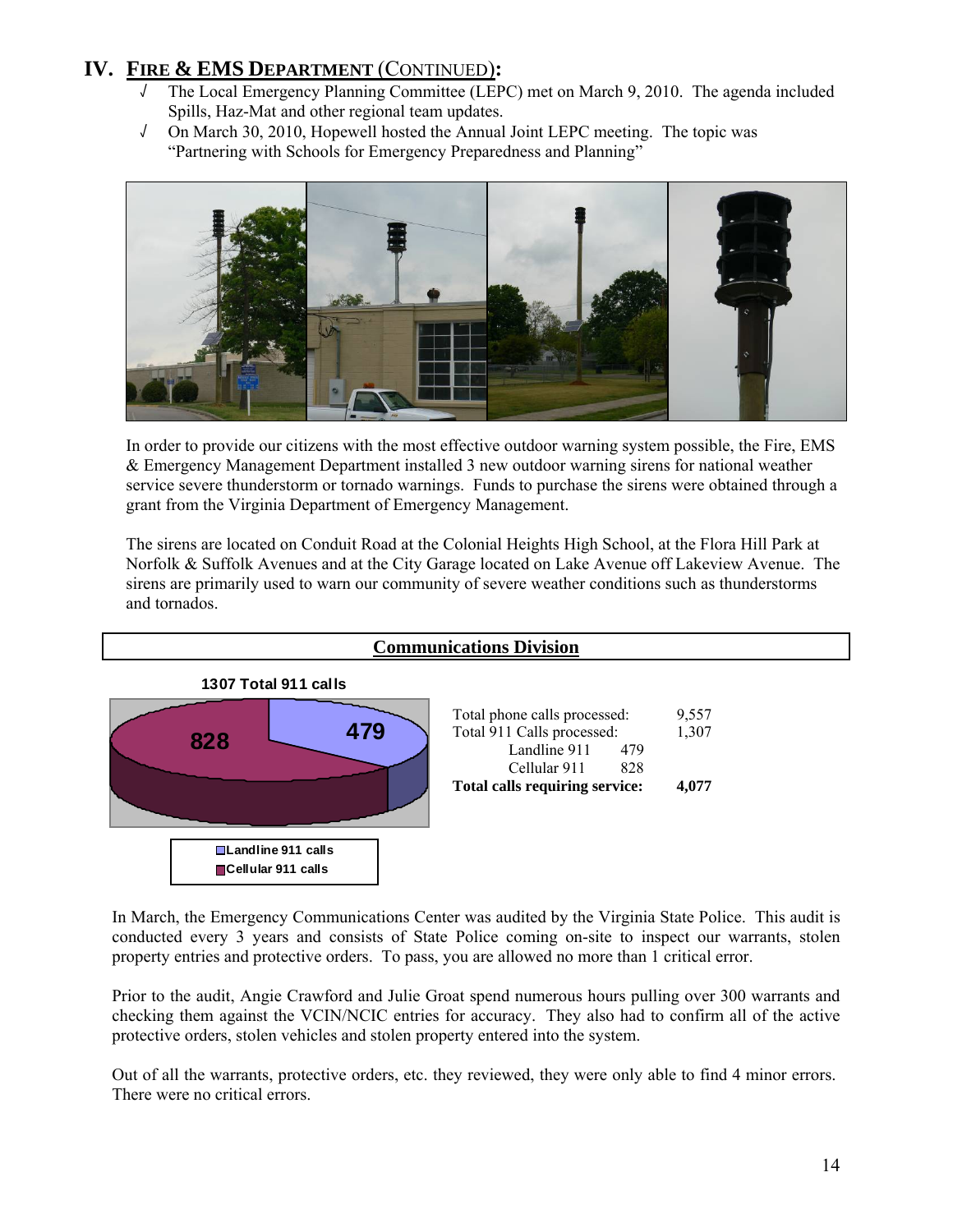## IV. FIRE & EMS DEPARTMENT (CONTINUED):

- √ The Local Emergency Planning Committee (LEPC) met on March 9, 2010. The agenda included Spills, Haz-Mat and other regional team updates.
- √ On March 30, 2010, Hopewell hosted the Annual Joint LEPC meeting. The topic was "Partnering with Schools for Emergency Preparedness and Planning"

In order to provide our citizens with the most effective outdoor warning system possible, the Fire, EMS & Emergency Management Department installed 3 new outdoor warning sirens for national weather service severe thunderstorm or tornado warnings. Funds to purchase the sirens were obtained through a grant from the Virginia Department of Emergency Management.

The sirens are located on Conduit Road at the Colonial Heights High School, at the Flora Hill Park at Norfolk & Suffolk Avenues and at the City Garage located on Lake Avenue off Lakeview Avenue. The sirens are primarily used to warn our community of severe weather conditions such as thunderstorms and tornados.

### Communications Division

**1307 Total 911 calls**

- Landline 911 calls: 479
- Cellular 911 calls: 828

| | | |
|---|---|---|
| Total phone calls processed: | | 9,557 |
| Total 911 Calls processed: | | 1,307 |
| Landline 911 | 479 | |
| Cellular 911 | 828 | |
| **Total calls requiring service:** | | **4,077** |

In March, the Emergency Communications Center was audited by the Virginia State Police. This audit is conducted every 3 years and consists of State Police coming on-site to inspect our warrants, stolen property entries and protective orders. To pass, you are allowed no more than 1 critical error.

Prior to the audit, Angie Crawford and Julie Groat spend numerous hours pulling over 300 warrants and checking them against the VCIN/NCIC entries for accuracy. They also had to confirm all of the active protective orders, stolen vehicles and stolen property entered into the system.

Out of all the warrants, protective orders, etc. they reviewed, they were only able to find 4 minor errors. There were no critical errors.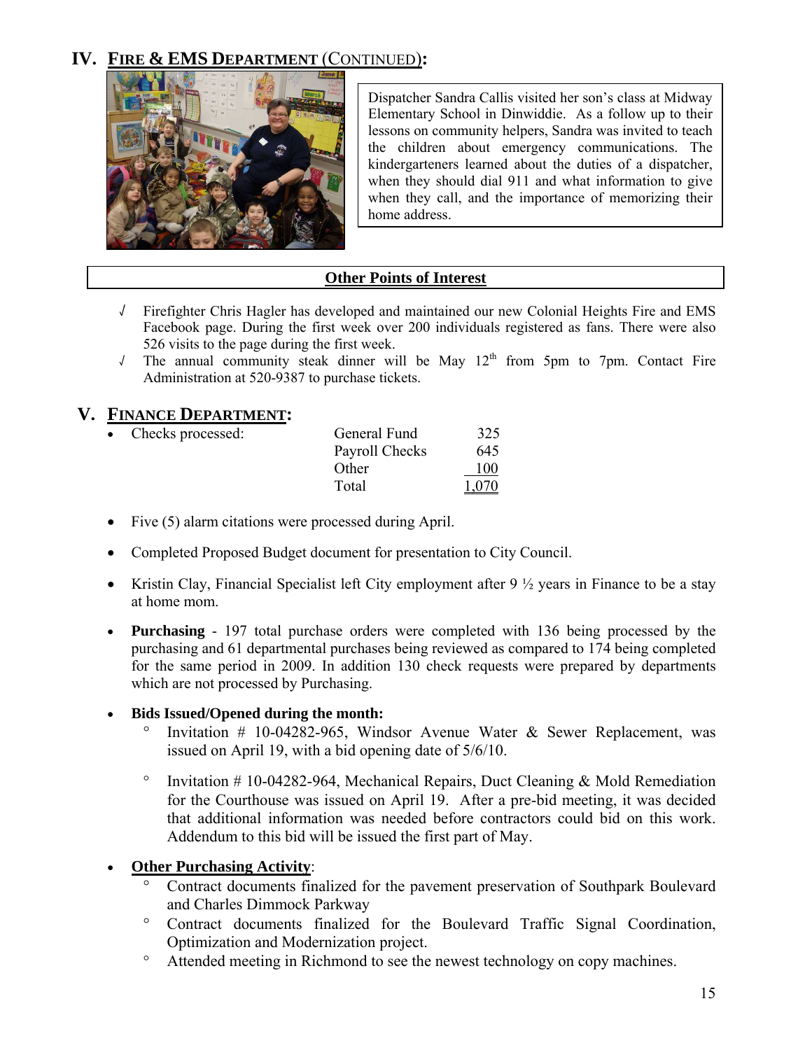## IV. FIRE & EMS DEPARTMENT (CONTINUED):

Dispatcher Sandra Callis visited her son's class at Midway Elementary School in Dinwiddie. As a follow up to their lessons on community helpers, Sandra was invited to teach the children about emergency communications. The kindergarteners learned about the duties of a dispatcher, when they should dial 911 and what information to give when they call, and the importance of memorizing their home address.

**Other Points of Interest**

- √ Firefighter Chris Hagler has developed and maintained our new Colonial Heights Fire and EMS Facebook page. During the first week over 200 individuals registered as fans. There were also 526 visits to the page during the first week.
- √ The annual community steak dinner will be May 12th from 5pm to 7pm. Contact Fire Administration at 520-9387 to purchase tickets.

## V. FINANCE DEPARTMENT:

- Checks processed:

| | |
|---|---|
| General Fund | 325 |
| Payroll Checks | 645 |
| Other | 100 |
| Total | 1,070 |

- Five (5) alarm citations were processed during April.
- Completed Proposed Budget document for presentation to City Council.
- Kristin Clay, Financial Specialist left City employment after 9 ½ years in Finance to be a stay at home mom.
- **Purchasing** - 197 total purchase orders were completed with 136 being processed by the purchasing and 61 departmental purchases being reviewed as compared to 174 being completed for the same period in 2009. In addition 130 check requests were prepared by departments which are not processed by Purchasing.
- **Bids Issued/Opened during the month:**
  - Invitation # 10-04282-965, Windsor Avenue Water & Sewer Replacement, was issued on April 19, with a bid opening date of 5/6/10.
  - Invitation # 10-04282-964, Mechanical Repairs, Duct Cleaning & Mold Remediation for the Courthouse was issued on April 19. After a pre-bid meeting, it was decided that additional information was needed before contractors could bid on this work. Addendum to this bid will be issued the first part of May.
- **Other Purchasing Activity**:
  - Contract documents finalized for the pavement preservation of Southpark Boulevard and Charles Dimmock Parkway
  - Contract documents finalized for the Boulevard Traffic Signal Coordination, Optimization and Modernization project.
  - Attended meeting in Richmond to see the newest technology on copy machines.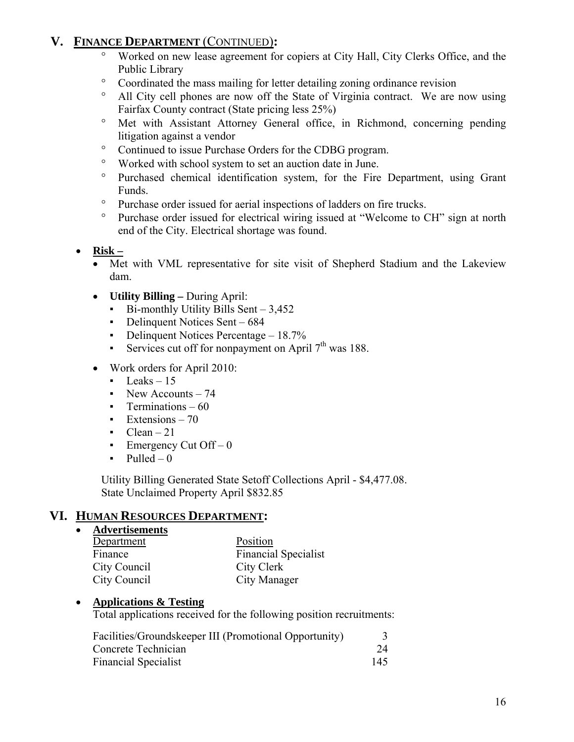## V. FINANCE DEPARTMENT (CONTINUED):

- Worked on new lease agreement for copiers at City Hall, City Clerks Office, and the Public Library
- Coordinated the mass mailing for letter detailing zoning ordinance revision
- All City cell phones are now off the State of Virginia contract. We are now using Fairfax County contract (State pricing less 25%)
- Met with Assistant Attorney General office, in Richmond, concerning pending litigation against a vendor
- Continued to issue Purchase Orders for the CDBG program.
- Worked with school system to set an auction date in June.
- Purchased chemical identification system, for the Fire Department, using Grant Funds.
- Purchase order issued for aerial inspections of ladders on fire trucks.
- Purchase order issued for electrical wiring issued at "Welcome to CH" sign at north end of the City. Electrical shortage was found.

- **Risk –**
  - Met with VML representative for site visit of Shepherd Stadium and the Lakeview dam.
  - **Utility Billing –** During April:
    - Bi-monthly Utility Bills Sent – 3,452
    - Delinquent Notices Sent – 684
    - Delinquent Notices Percentage – 18.7%
    - Services cut off for nonpayment on April 7th was 188.
  - Work orders for April 2010:
    - Leaks – 15
    - New Accounts – 74
    - Terminations – 60
    - Extensions – 70
    - Clean – 21
    - Emergency Cut Off – 0
    - Pulled – 0

  Utility Billing Generated State Setoff Collections April - $4,477.08.
  State Unclaimed Property April $832.85

## VI. HUMAN RESOURCES DEPARTMENT:

- **Advertisements**

| Department | Position |
|---|---|
| Finance | Financial Specialist |
| City Council | City Clerk |
| City Council | City Manager |

- **Applications & Testing**

  Total applications received for the following position recruitments:

| | |
|---|---|
| Facilities/Groundskeeper III (Promotional Opportunity) | 3 |
| Concrete Technician | 24 |
| Financial Specialist | 145 |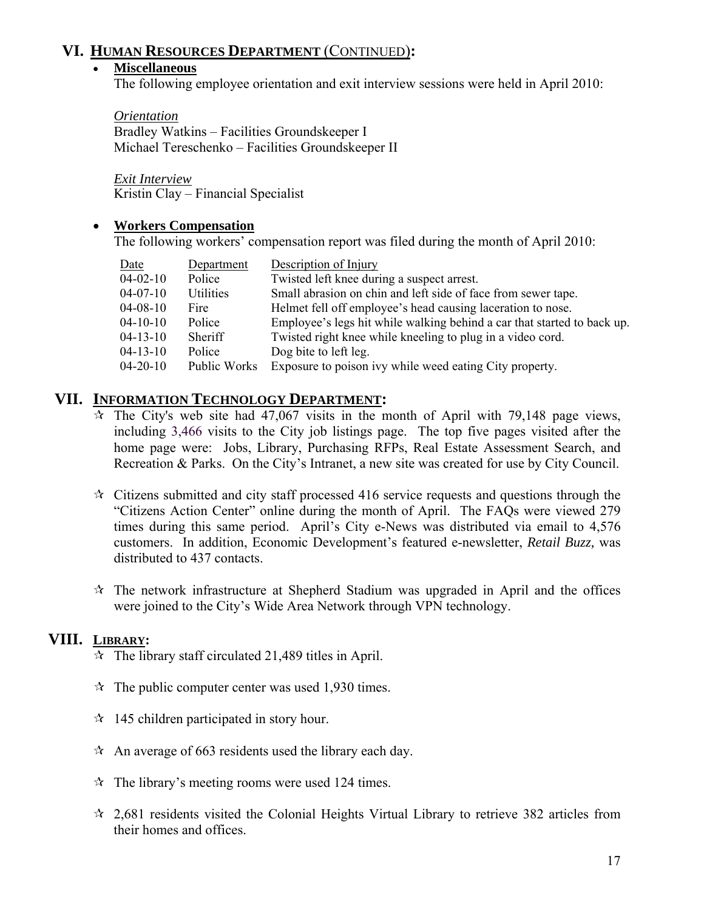## VI. HUMAN RESOURCES DEPARTMENT (CONTINUED):

- **Miscellaneous**

  The following employee orientation and exit interview sessions were held in April 2010:

  *Orientation*

  Bradley Watkins – Facilities Groundskeeper I
  Michael Tereschenko – Facilities Groundskeeper II

  *Exit Interview*

  Kristin Clay – Financial Specialist

- **Workers Compensation**

  The following workers' compensation report was filed during the month of April 2010:

| Date | Department | Description of Injury |
|---|---|---|
| 04-02-10 | Police | Twisted left knee during a suspect arrest. |
| 04-07-10 | Utilities | Small abrasion on chin and left side of face from sewer tape. |
| 04-08-10 | Fire | Helmet fell off employee's head causing laceration to nose. |
| 04-10-10 | Police | Employee's legs hit while walking behind a car that started to back up. |
| 04-13-10 | Sheriff | Twisted right knee while kneeling to plug in a video cord. |
| 04-13-10 | Police | Dog bite to left leg. |
| 04-20-10 | Public Works | Exposure to poison ivy while weed eating City property. |

## VII. INFORMATION TECHNOLOGY DEPARTMENT:

- ☆ The City's web site had 47,067 visits in the month of April with 79,148 page views, including 3,466 visits to the City job listings page. The top five pages visited after the home page were: Jobs, Library, Purchasing RFPs, Real Estate Assessment Search, and Recreation & Parks. On the City's Intranet, a new site was created for use by City Council.

- ☆ Citizens submitted and city staff processed 416 service requests and questions through the "Citizens Action Center" online during the month of April. The FAQs were viewed 279 times during this same period. April's City e-News was distributed via email to 4,576 customers. In addition, Economic Development's featured e-newsletter, *Retail Buzz,* was distributed to 437 contacts.

- ☆ The network infrastructure at Shepherd Stadium was upgraded in April and the offices were joined to the City's Wide Area Network through VPN technology.

## VIII. LIBRARY:

- ☆ The library staff circulated 21,489 titles in April.

- ☆ The public computer center was used 1,930 times.

- ☆ 145 children participated in story hour.

- ☆ An average of 663 residents used the library each day.

- ☆ The library's meeting rooms were used 124 times.

- ☆ 2,681 residents visited the Colonial Heights Virtual Library to retrieve 382 articles from their homes and offices.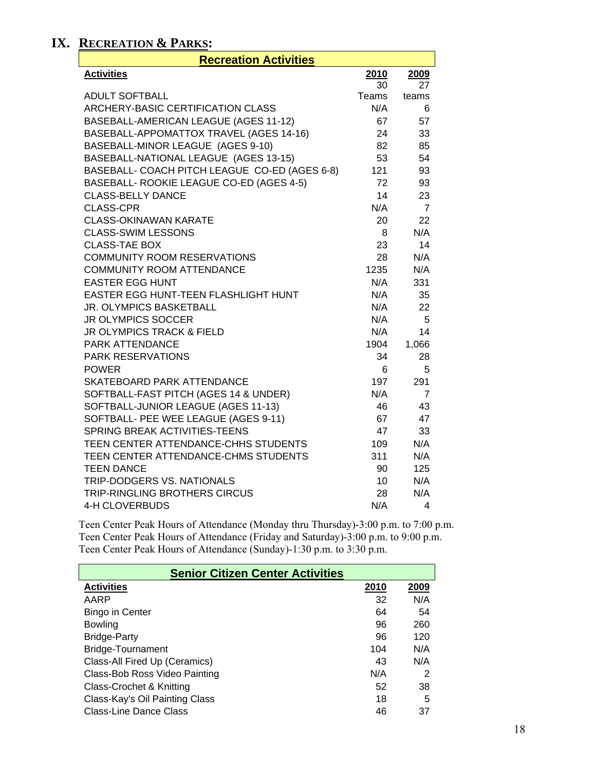## IX. RECREATION & PARKS:

| Recreation Activities | | |
|---|---|---|
| **Activities** | **2010** | **2009** |
| ADULT SOFTBALL | 30 Teams | 27 teams |
| ARCHERY-BASIC CERTIFICATION CLASS | N/A | 6 |
| BASEBALL-AMERICAN LEAGUE (AGES 11-12) | 67 | 57 |
| BASEBALL-APPOMATTOX TRAVEL (AGES 14-16) | 24 | 33 |
| BASEBALL-MINOR LEAGUE (AGES 9-10) | 82 | 85 |
| BASEBALL-NATIONAL LEAGUE (AGES 13-15) | 53 | 54 |
| BASEBALL- COACH PITCH LEAGUE CO-ED (AGES 6-8) | 121 | 93 |
| BASEBALL- ROOKIE LEAGUE CO-ED (AGES 4-5) | 72 | 93 |
| CLASS-BELLY DANCE | 14 | 23 |
| CLASS-CPR | N/A | 7 |
| CLASS-OKINAWAN KARATE | 20 | 22 |
| CLASS-SWIM LESSONS | 8 | N/A |
| CLASS-TAE BOX | 23 | 14 |
| COMMUNITY ROOM RESERVATIONS | 28 | N/A |
| COMMUNITY ROOM ATTENDANCE | 1235 | N/A |
| EASTER EGG HUNT | N/A | 331 |
| EASTER EGG HUNT-TEEN FLASHLIGHT HUNT | N/A | 35 |
| JR. OLYMPICS BASKETBALL | N/A | 22 |
| JR OLYMPICS SOCCER | N/A | 5 |
| JR OLYMPICS TRACK & FIELD | N/A | 14 |
| PARK ATTENDANCE | 1904 | 1,066 |
| PARK RESERVATIONS | 34 | 28 |
| POWER | 6 | 5 |
| SKATEBOARD PARK ATTENDANCE | 197 | 291 |
| SOFTBALL-FAST PITCH (AGES 14 & UNDER) | N/A | 7 |
| SOFTBALL-JUNIOR LEAGUE (AGES 11-13) | 46 | 43 |
| SOFTBALL- PEE WEE LEAGUE (AGES 9-11) | 67 | 47 |
| SPRING BREAK ACTIVITIES-TEENS | 47 | 33 |
| TEEN CENTER ATTENDANCE-CHHS STUDENTS | 109 | N/A |
| TEEN CENTER ATTENDANCE-CHMS STUDENTS | 311 | N/A |
| TEEN DANCE | 90 | 125 |
| TRIP-DODGERS VS. NATIONALS | 10 | N/A |
| TRIP-RINGLING BROTHERS CIRCUS | 28 | N/A |
| 4-H CLOVERBUDS | N/A | 4 |

Teen Center Peak Hours of Attendance (Monday thru Thursday)-3:00 p.m. to 7:00 p.m.
Teen Center Peak Hours of Attendance (Friday and Saturday)-3:00 p.m. to 9:00 p.m.
Teen Center Peak Hours of Attendance (Sunday)-1:30 p.m. to 3:30 p.m.

| Senior Citizen Center Activities | | |
|---|---|---|
| **Activities** | **2010** | **2009** |
| AARP | 32 | N/A |
| Bingo in Center | 64 | 54 |
| Bowling | 96 | 260 |
| Bridge-Party | 96 | 120 |
| Bridge-Tournament | 104 | N/A |
| Class-All Fired Up (Ceramics) | 43 | N/A |
| Class-Bob Ross Video Painting | N/A | 2 |
| Class-Crochet & Knitting | 52 | 38 |
| Class-Kay's Oil Painting Class | 18 | 5 |
| Class-Line Dance Class | 46 | 37 |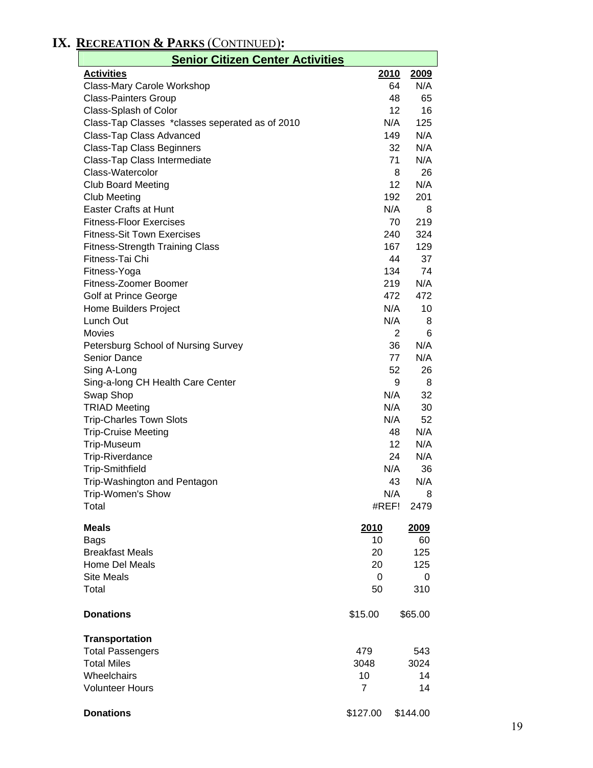# IX. Recreation & Parks (Continued):

## Senior Citizen Center Activities

| Activities | 2010 | 2009 |
|---|---|---|
| Class-Mary Carole Workshop | 64 | N/A |
| Class-Painters Group | 48 | 65 |
| Class-Splash of Color | 12 | 16 |
| Class-Tap Classes *classes seperated as of 2010 | N/A | 125 |
| Class-Tap Class Advanced | 149 | N/A |
| Class-Tap Class Beginners | 32 | N/A |
| Class-Tap Class Intermediate | 71 | N/A |
| Class-Watercolor | 8 | 26 |
| Club Board Meeting | 12 | N/A |
| Club Meeting | 192 | 201 |
| Easter Crafts at Hunt | N/A | 8 |
| Fitness-Floor Exercises | 70 | 219 |
| Fitness-Sit Town Exercises | 240 | 324 |
| Fitness-Strength Training Class | 167 | 129 |
| Fitness-Tai Chi | 44 | 37 |
| Fitness-Yoga | 134 | 74 |
| Fitness-Zoomer Boomer | 219 | N/A |
| Golf at Prince George | 472 | 472 |
| Home Builders Project | N/A | 10 |
| Lunch Out | N/A | 8 |
| Movies | 2 | 6 |
| Petersburg School of Nursing Survey | 36 | N/A |
| Senior Dance | 77 | N/A |
| Sing A-Long | 52 | 26 |
| Sing-a-long CH Health Care Center | 9 | 8 |
| Swap Shop | N/A | 32 |
| TRIAD Meeting | N/A | 30 |
| Trip-Charles Town Slots | N/A | 52 |
| Trip-Cruise Meeting | 48 | N/A |
| Trip-Museum | 12 | N/A |
| Trip-Riverdance | 24 | N/A |
| Trip-Smithfield | N/A | 36 |
| Trip-Washington and Pentagon | 43 | N/A |
| Trip-Women's Show | N/A | 8 |
| Total | #REF! | 2479 |

| Meals | 2010 | 2009 |
|---|---|---|
| Bags | 10 | 60 |
| Breakfast Meals | 20 | 125 |
| Home Del Meals | 20 | 125 |
| Site Meals | 0 | 0 |
| Total | 50 | 310 |
| **Donations** | $15.00 | $65.00 |

| Transportation | 2010 | 2009 |
|---|---|---|
| Total Passengers | 479 | 543 |
| Total Miles | 3048 | 3024 |
| Wheelchairs | 10 | 14 |
| Volunteer Hours | 7 | 14 |
| **Donations** | $127.00 | $144.00 |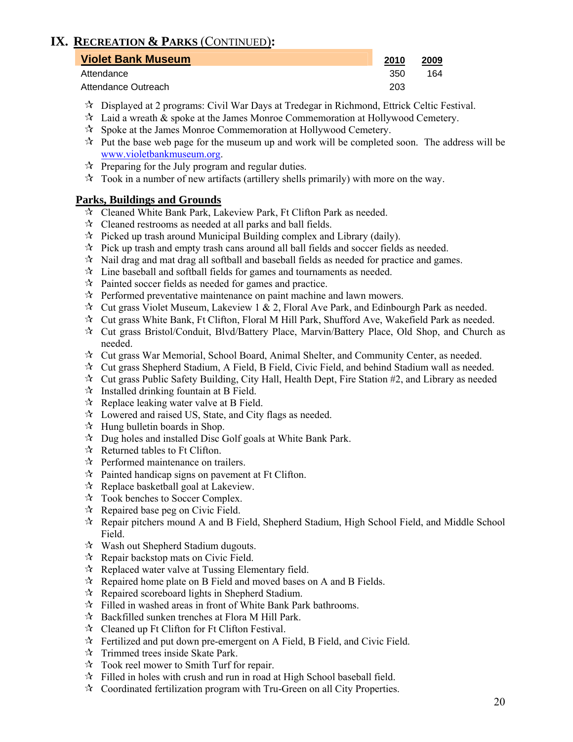# IX. Recreation & Parks (Continued):

| Violet Bank Museum | 2010 | 2009 |
|---|---|---|
| Attendance | 350 | 164 |
| Attendance Outreach | 203 | |

- ☆ Displayed at 2 programs: Civil War Days at Tredegar in Richmond, Ettrick Celtic Festival.
- ☆ Laid a wreath & spoke at the James Monroe Commemoration at Hollywood Cemetery.
- ☆ Spoke at the James Monroe Commemoration at Hollywood Cemetery.
- ☆ Put the base web page for the museum up and work will be completed soon. The address will be www.violetbankmuseum.org.
- ☆ Preparing for the July program and regular duties.
- ☆ Took in a number of new artifacts (artillery shells primarily) with more on the way.

## Parks, Buildings and Grounds

- ☆ Cleaned White Bank Park, Lakeview Park, Ft Clifton Park as needed.
- ☆ Cleaned restrooms as needed at all parks and ball fields.
- ☆ Picked up trash around Municipal Building complex and Library (daily).
- ☆ Pick up trash and empty trash cans around all ball fields and soccer fields as needed.
- ☆ Nail drag and mat drag all softball and baseball fields as needed for practice and games.
- ☆ Line baseball and softball fields for games and tournaments as needed.
- ☆ Painted soccer fields as needed for games and practice.
- ☆ Performed preventative maintenance on paint machine and lawn mowers.
- ☆ Cut grass Violet Museum, Lakeview 1 & 2, Floral Ave Park, and Edinbourgh Park as needed.
- ☆ Cut grass White Bank, Ft Clifton, Floral M Hill Park, Shufford Ave, Wakefield Park as needed.
- ☆ Cut grass Bristol/Conduit, Blvd/Battery Place, Marvin/Battery Place, Old Shop, and Church as needed.
- ☆ Cut grass War Memorial, School Board, Animal Shelter, and Community Center, as needed.
- ☆ Cut grass Shepherd Stadium, A Field, B Field, Civic Field, and behind Stadium wall as needed.
- ☆ Cut grass Public Safety Building, City Hall, Health Dept, Fire Station #2, and Library as needed
- ☆ Installed drinking fountain at B Field.
- ☆ Replace leaking water valve at B Field.
- ☆ Lowered and raised US, State, and City flags as needed.
- ☆ Hung bulletin boards in Shop.
- ☆ Dug holes and installed Disc Golf goals at White Bank Park.
- ☆ Returned tables to Ft Clifton.
- ☆ Performed maintenance on trailers.
- ☆ Painted handicap signs on pavement at Ft Clifton.
- ☆ Replace basketball goal at Lakeview.
- ☆ Took benches to Soccer Complex.
- ☆ Repaired base peg on Civic Field.
- ☆ Repair pitchers mound A and B Field, Shepherd Stadium, High School Field, and Middle School Field.
- ☆ Wash out Shepherd Stadium dugouts.
- ☆ Repair backstop mats on Civic Field.
- ☆ Replaced water valve at Tussing Elementary field.
- ☆ Repaired home plate on B Field and moved bases on A and B Fields.
- ☆ Repaired scoreboard lights in Shepherd Stadium.
- ☆ Filled in washed areas in front of White Bank Park bathrooms.
- ☆ Backfilled sunken trenches at Flora M Hill Park.
- ☆ Cleaned up Ft Clifton for Ft Clifton Festival.
- ☆ Fertilized and put down pre-emergent on A Field, B Field, and Civic Field.
- ☆ Trimmed trees inside Skate Park.
- ☆ Took reel mower to Smith Turf for repair.
- ☆ Filled in holes with crush and run in road at High School baseball field.
- ☆ Coordinated fertilization program with Tru-Green on all City Properties.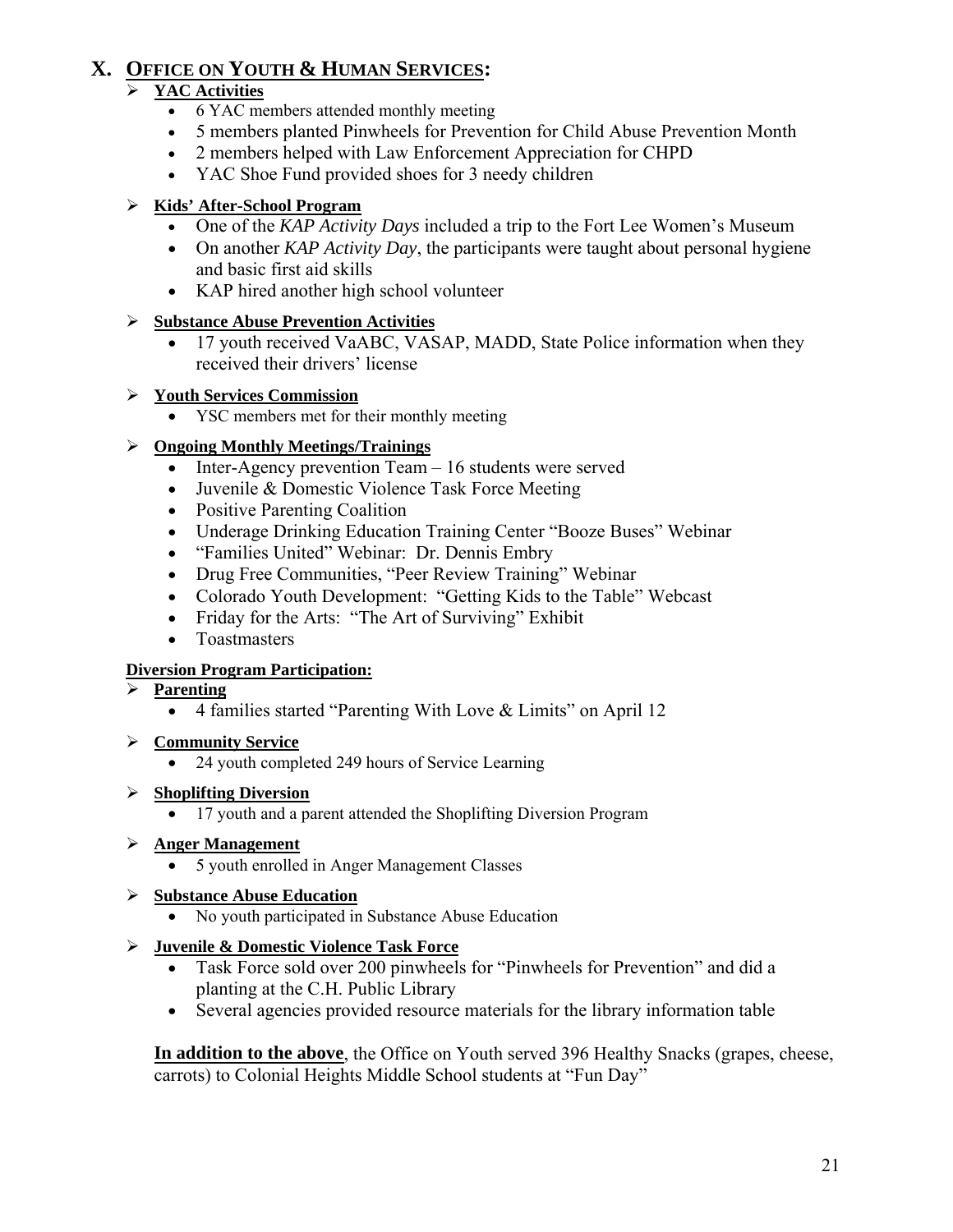## X. OFFICE ON YOUTH & HUMAN SERVICES:

- **YAC Activities**
  - 6 YAC members attended monthly meeting
  - 5 members planted Pinwheels for Prevention for Child Abuse Prevention Month
  - 2 members helped with Law Enforcement Appreciation for CHPD
  - YAC Shoe Fund provided shoes for 3 needy children

- **Kids' After-School Program**
  - One of the *KAP Activity Days* included a trip to the Fort Lee Women's Museum
  - On another *KAP Activity Day*, the participants were taught about personal hygiene and basic first aid skills
  - KAP hired another high school volunteer

- **Substance Abuse Prevention Activities**
  - 17 youth received VaABC, VASAP, MADD, State Police information when they received their drivers' license

- **Youth Services Commission**
  - YSC members met for their monthly meeting

- **Ongoing Monthly Meetings/Trainings**
  - Inter-Agency prevention Team – 16 students were served
  - Juvenile & Domestic Violence Task Force Meeting
  - Positive Parenting Coalition
  - Underage Drinking Education Training Center "Booze Buses" Webinar
  - "Families United" Webinar: Dr. Dennis Embry
  - Drug Free Communities, "Peer Review Training" Webinar
  - Colorado Youth Development: "Getting Kids to the Table" Webcast
  - Friday for the Arts: "The Art of Surviving" Exhibit
  - Toastmasters

**Diversion Program Participation:**

- **Parenting**
  - 4 families started "Parenting With Love & Limits" on April 12

- **Community Service**
  - 24 youth completed 249 hours of Service Learning

- **Shoplifting Diversion**
  - 17 youth and a parent attended the Shoplifting Diversion Program

- **Anger Management**
  - 5 youth enrolled in Anger Management Classes

- **Substance Abuse Education**
  - No youth participated in Substance Abuse Education

- **Juvenile & Domestic Violence Task Force**
  - Task Force sold over 200 pinwheels for "Pinwheels for Prevention" and did a planting at the C.H. Public Library
  - Several agencies provided resource materials for the library information table

**In addition to the above**, the Office on Youth served 396 Healthy Snacks (grapes, cheese, carrots) to Colonial Heights Middle School students at "Fun Day"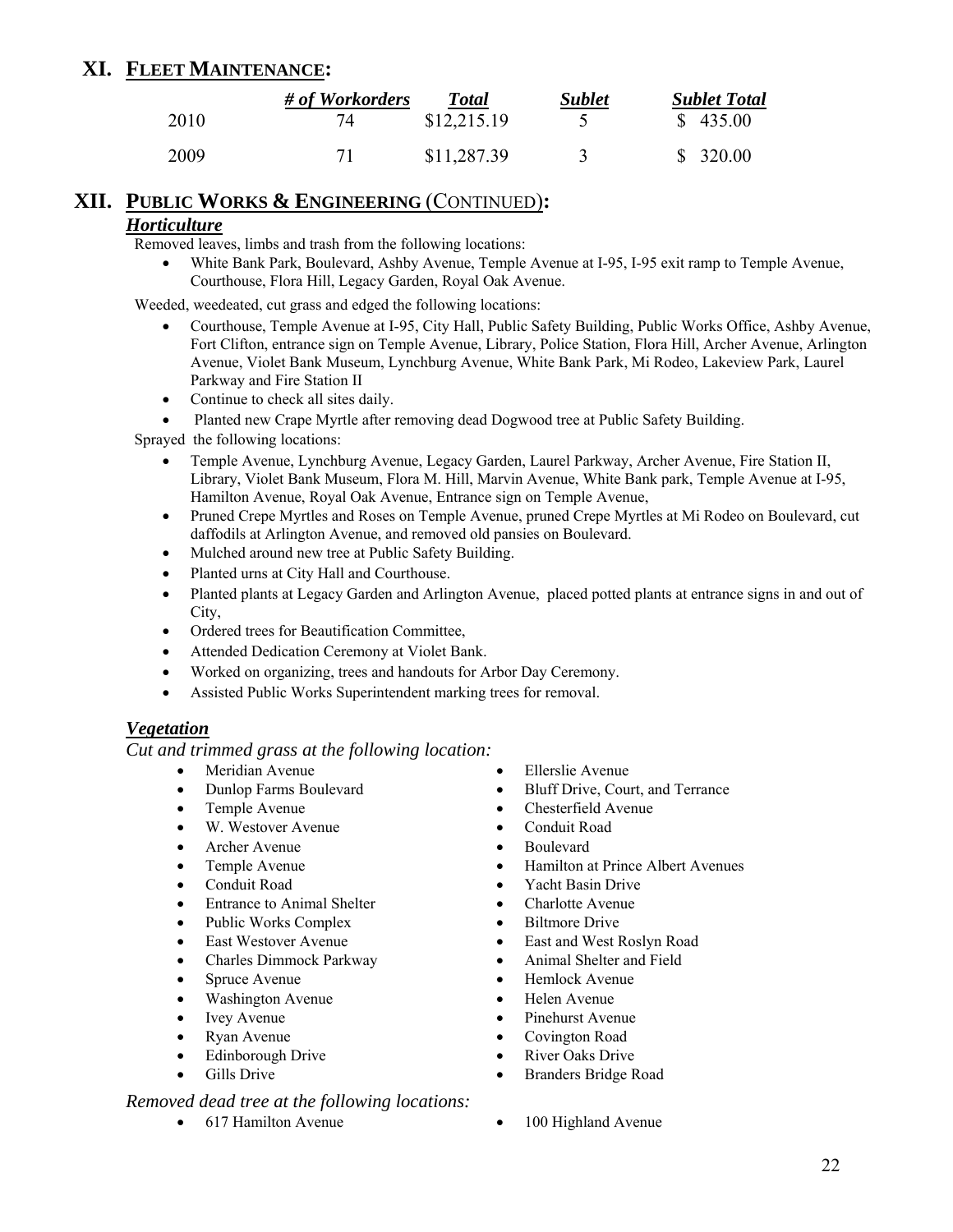## XI. FLEET MAINTENANCE:

| | # of Workorders | Total | Sublet | Sublet Total |
|---|---|---|---|---|
| 2010 | 74 | $12,215.19 | 5 | $ 435.00 |
| 2009 | 71 | $11,287.39 | 3 | $ 320.00 |

## XII. PUBLIC WORKS & ENGINEERING (CONTINUED):

### *Horticulture*

Removed leaves, limbs and trash from the following locations:

- White Bank Park, Boulevard, Ashby Avenue, Temple Avenue at I-95, I-95 exit ramp to Temple Avenue, Courthouse, Flora Hill, Legacy Garden, Royal Oak Avenue.

Weeded, weedeated, cut grass and edged the following locations:

- Courthouse, Temple Avenue at I-95, City Hall, Public Safety Building, Public Works Office, Ashby Avenue, Fort Clifton, entrance sign on Temple Avenue, Library, Police Station, Flora Hill, Archer Avenue, Arlington Avenue, Violet Bank Museum, Lynchburg Avenue, White Bank Park, Mi Rodeo, Lakeview Park, Laurel Parkway and Fire Station II
- Continue to check all sites daily.
- Planted new Crape Myrtle after removing dead Dogwood tree at Public Safety Building.

Sprayed the following locations:

- Temple Avenue, Lynchburg Avenue, Legacy Garden, Laurel Parkway, Archer Avenue, Fire Station II, Library, Violet Bank Museum, Flora M. Hill, Marvin Avenue, White Bank park, Temple Avenue at I-95, Hamilton Avenue, Royal Oak Avenue, Entrance sign on Temple Avenue,
- Pruned Crepe Myrtles and Roses on Temple Avenue, pruned Crepe Myrtles at Mi Rodeo on Boulevard, cut daffodils at Arlington Avenue, and removed old pansies on Boulevard.
- Mulched around new tree at Public Safety Building.
- Planted urns at City Hall and Courthouse.
- Planted plants at Legacy Garden and Arlington Avenue, placed potted plants at entrance signs in and out of City,
- Ordered trees for Beautification Committee,
- Attended Dedication Ceremony at Violet Bank.
- Worked on organizing, trees and handouts for Arbor Day Ceremony.
- Assisted Public Works Superintendent marking trees for removal.

### *Vegetation*

*Cut and trimmed grass at the following location:*

- Meridian Avenue
- Dunlop Farms Boulevard
- Temple Avenue
- W. Westover Avenue
- Archer Avenue
- Temple Avenue
- Conduit Road
- Entrance to Animal Shelter
- Public Works Complex
- East Westover Avenue
- Charles Dimmock Parkway
- Spruce Avenue
- Washington Avenue
- Ivey Avenue
- Ryan Avenue
- Edinborough Drive
- Gills Drive
- Ellerslie Avenue
- Bluff Drive, Court, and Terrance
- Chesterfield Avenue
- Conduit Road
- Boulevard
- Hamilton at Prince Albert Avenues
- Yacht Basin Drive
- Charlotte Avenue
- Biltmore Drive
- East and West Roslyn Road
- Animal Shelter and Field
- Hemlock Avenue
- Helen Avenue
- Pinehurst Avenue
- Covington Road
- River Oaks Drive
- Branders Bridge Road

*Removed dead tree at the following locations:*

- 617 Hamilton Avenue
- 100 Highland Avenue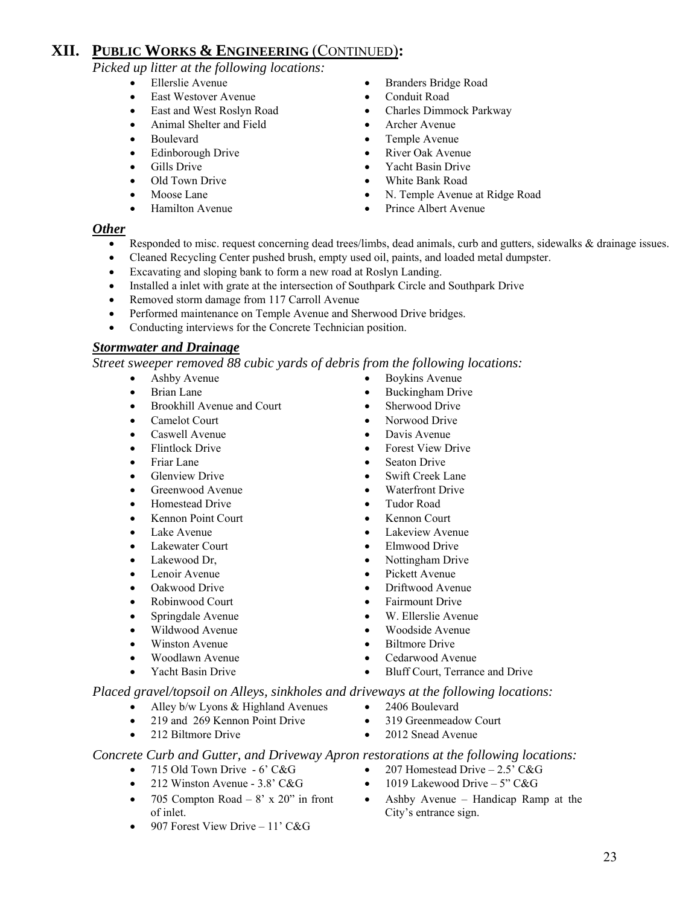## XII. PUBLIC WORKS & ENGINEERING (CONTINUED):

*Picked up litter at the following locations:*

- Ellerslie Avenue
- East Westover Avenue
- East and West Roslyn Road
- Animal Shelter and Field
- Boulevard
- Edinborough Drive
- Gills Drive
- Old Town Drive
- Moose Lane
- Hamilton Avenue
- Branders Bridge Road
- Conduit Road
- Charles Dimmock Parkway
- Archer Avenue
- Temple Avenue
- River Oak Avenue
- Yacht Basin Drive
- White Bank Road
- N. Temple Avenue at Ridge Road
- Prince Albert Avenue

***Other***

- Responded to misc. request concerning dead trees/limbs, dead animals, curb and gutters, sidewalks & drainage issues.
- Cleaned Recycling Center pushed brush, empty used oil, paints, and loaded metal dumpster.
- Excavating and sloping bank to form a new road at Roslyn Landing.
- Installed a inlet with grate at the intersection of Southpark Circle and Southpark Drive
- Removed storm damage from 117 Carroll Avenue
- Performed maintenance on Temple Avenue and Sherwood Drive bridges.
- Conducting interviews for the Concrete Technician position.

***Stormwater and Drainage***

*Street sweeper removed 88 cubic yards of debris from the following locations:*

- Ashby Avenue
- Brian Lane
- Brookhill Avenue and Court
- Camelot Court
- Caswell Avenue
- Flintlock Drive
- Friar Lane
- Glenview Drive
- Greenwood Avenue
- Homestead Drive
- Kennon Point Court
- Lake Avenue
- Lakewater Court
- Lakewood Dr,
- Lenoir Avenue
- Oakwood Drive
- Robinwood Court
- Springdale Avenue
- Wildwood Avenue
- Winston Avenue
- Woodlawn Avenue
- Yacht Basin Drive
- Boykins Avenue
- Buckingham Drive
- Sherwood Drive
- Norwood Drive
- Davis Avenue
- Forest View Drive
- Seaton Drive
- Swift Creek Lane
- Waterfront Drive
- Tudor Road
- Kennon Court
- Lakeview Avenue
- Elmwood Drive
- Nottingham Drive
- Pickett Avenue
- Driftwood Avenue
- Fairmount Drive
- W. Ellerslie Avenue
- Woodside Avenue
- Biltmore Drive
- Cedarwood Avenue
- Bluff Court, Terrance and Drive

*Placed gravel/topsoil on Alleys, sinkholes and driveways at the following locations:*

- Alley b/w Lyons & Highland Avenues
- 219 and 269 Kennon Point Drive
- 212 Biltmore Drive
- 2406 Boulevard
- 319 Greenmeadow Court
- 2012 Snead Avenue

*Concrete Curb and Gutter, and Driveway Apron restorations at the following locations:*

- 715 Old Town Drive - 6' C&G
- 212 Winston Avenue - 3.8' C&G
- 705 Compton Road – 8' x 20" in front of inlet.
- 907 Forest View Drive – 11' C&G
- 207 Homestead Drive – 2.5' C&G
- 1019 Lakewood Drive – 5" C&G
- Ashby Avenue – Handicap Ramp at the City's entrance sign.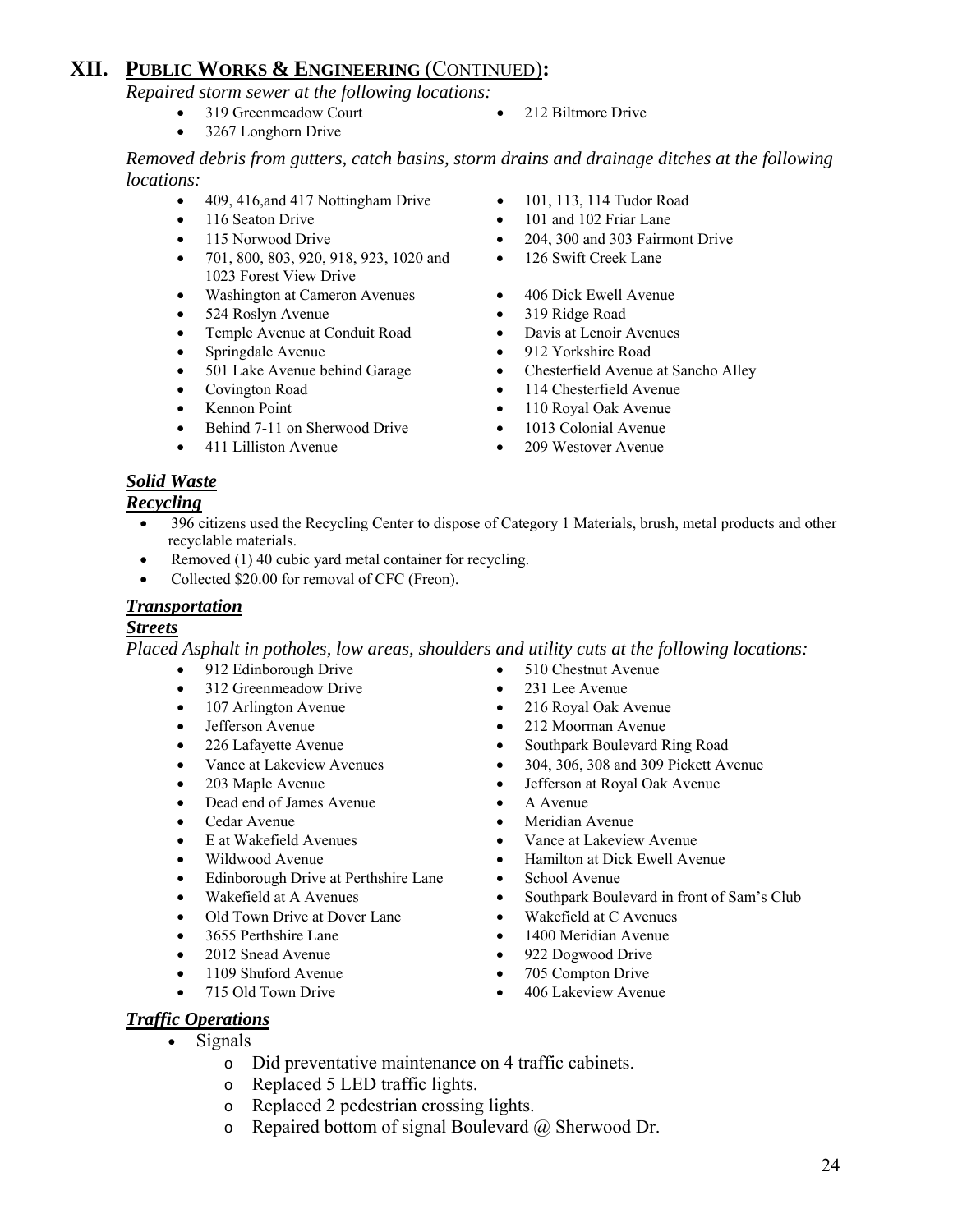# XII. PUBLIC WORKS & ENGINEERING (CONTINUED):

*Repaired storm sewer at the following locations:*

- 319 Greenmeadow Court
- 3267 Longhorn Drive
- 212 Biltmore Drive

*Removed debris from gutters, catch basins, storm drains and drainage ditches at the following locations:*

- 409, 416,and 417 Nottingham Drive
- 116 Seaton Drive
- 115 Norwood Drive
- 701, 800, 803, 920, 918, 923, 1020 and 1023 Forest View Drive
- Washington at Cameron Avenues
- 524 Roslyn Avenue
- Temple Avenue at Conduit Road
- Springdale Avenue
- 501 Lake Avenue behind Garage
- Covington Road
- Kennon Point
- Behind 7-11 on Sherwood Drive
- 411 Lilliston Avenue
- 101, 113, 114 Tudor Road
- 101 and 102 Friar Lane
- 204, 300 and 303 Fairmont Drive
- 126 Swift Creek Lane
- 406 Dick Ewell Avenue
- 319 Ridge Road
- Davis at Lenoir Avenues
- 912 Yorkshire Road
- Chesterfield Avenue at Sancho Alley
- 114 Chesterfield Avenue
- 110 Royal Oak Avenue
- 1013 Colonial Avenue
- 209 Westover Avenue

***Solid Waste***

***Recycling***

- 396 citizens used the Recycling Center to dispose of Category 1 Materials, brush, metal products and other recyclable materials.
- Removed (1) 40 cubic yard metal container for recycling.
- Collected $20.00 for removal of CFC (Freon).

***Transportation***

***Streets***

*Placed Asphalt in potholes, low areas, shoulders and utility cuts at the following locations:*

- 912 Edinborough Drive
- 312 Greenmeadow Drive
- 107 Arlington Avenue
- Jefferson Avenue
- 226 Lafayette Avenue
- Vance at Lakeview Avenues
- 203 Maple Avenue
- Dead end of James Avenue
- Cedar Avenue
- E at Wakefield Avenues
- Wildwood Avenue
- Edinborough Drive at Perthshire Lane
- Wakefield at A Avenues
- Old Town Drive at Dover Lane
- 3655 Perthshire Lane
- 2012 Snead Avenue
- 1109 Shuford Avenue
- 715 Old Town Drive
- 510 Chestnut Avenue
- 231 Lee Avenue
- 216 Royal Oak Avenue
- 212 Moorman Avenue
- Southpark Boulevard Ring Road
- 304, 306, 308 and 309 Pickett Avenue
- Jefferson at Royal Oak Avenue
- A Avenue
- Meridian Avenue
- Vance at Lakeview Avenue
- Hamilton at Dick Ewell Avenue
- School Avenue
- Southpark Boulevard in front of Sam's Club
- Wakefield at C Avenues
- 1400 Meridian Avenue
- 922 Dogwood Drive
- 705 Compton Drive
- 406 Lakeview Avenue

***Traffic Operations***

- Signals
  - Did preventative maintenance on 4 traffic cabinets.
  - Replaced 5 LED traffic lights.
  - Replaced 2 pedestrian crossing lights.
  - Repaired bottom of signal Boulevard @ Sherwood Dr.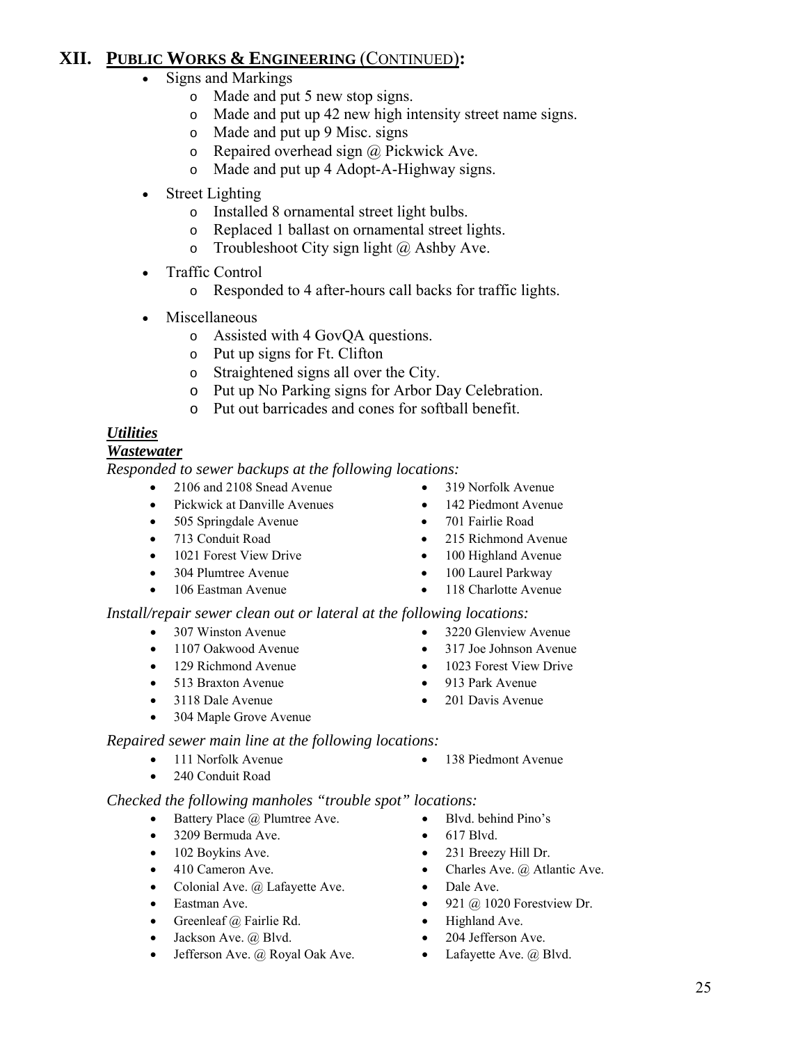## XII. PUBLIC WORKS & ENGINEERING (CONTINUED):

- Signs and Markings
  - Made and put 5 new stop signs.
  - Made and put up 42 new high intensity street name signs.
  - Made and put up 9 Misc. signs
  - Repaired overhead sign @ Pickwick Ave.
  - Made and put up 4 Adopt-A-Highway signs.
- Street Lighting
  - Installed 8 ornamental street light bulbs.
  - Replaced 1 ballast on ornamental street lights.
  - Troubleshoot City sign light @ Ashby Ave.
- Traffic Control
  - Responded to 4 after-hours call backs for traffic lights.
- Miscellaneous
  - Assisted with 4 GovQA questions.
  - Put up signs for Ft. Clifton
  - Straightened signs all over the City.
  - Put up No Parking signs for Arbor Day Celebration.
  - Put out barricades and cones for softball benefit.

***Utilities***

***Wastewater***

*Responded to sewer backups at the following locations:*

- 2106 and 2108 Snead Avenue
- Pickwick at Danville Avenues
- 505 Springdale Avenue
- 713 Conduit Road
- 1021 Forest View Drive
- 304 Plumtree Avenue
- 106 Eastman Avenue
- 319 Norfolk Avenue
- 142 Piedmont Avenue
- 701 Fairlie Road
- 215 Richmond Avenue
- 100 Highland Avenue
- 100 Laurel Parkway
- 118 Charlotte Avenue

*Install/repair sewer clean out or lateral at the following locations:*

- 307 Winston Avenue
- 1107 Oakwood Avenue
- 129 Richmond Avenue
- 513 Braxton Avenue
- 3118 Dale Avenue
- 304 Maple Grove Avenue
- 3220 Glenview Avenue
- 317 Joe Johnson Avenue
- 1023 Forest View Drive
- 913 Park Avenue
- 201 Davis Avenue

*Repaired sewer main line at the following locations:*

- 111 Norfolk Avenue
- 240 Conduit Road
- 138 Piedmont Avenue

*Checked the following manholes "trouble spot" locations:*

- Battery Place @ Plumtree Ave.
- 3209 Bermuda Ave.
- 102 Boykins Ave.
- 410 Cameron Ave.
- Colonial Ave. @ Lafayette Ave.
- Eastman Ave.
- Greenleaf @ Fairlie Rd.
- Jackson Ave. @ Blvd.
- Jefferson Ave. @ Royal Oak Ave.
- Blvd. behind Pino's
- 617 Blvd.
- 231 Breezy Hill Dr.
- Charles Ave. @ Atlantic Ave.
- Dale Ave.
- 921 @ 1020 Forestview Dr.
- Highland Ave.
- 204 Jefferson Ave.
- Lafayette Ave. @ Blvd.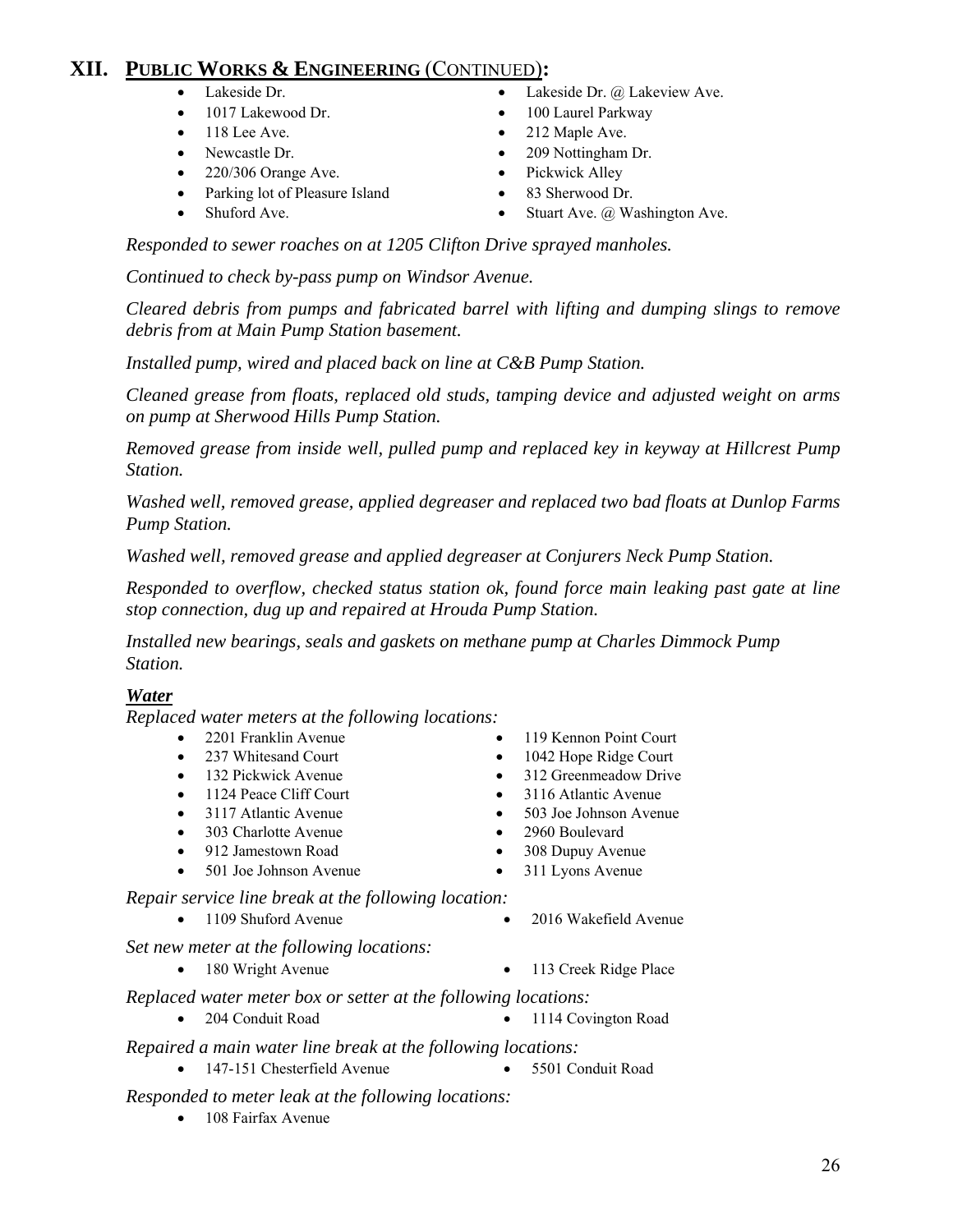# XII. PUBLIC WORKS & ENGINEERING (CONTINUED):

- Lakeside Dr.
- Lakeside Dr. @ Lakeview Ave.
- 1017 Lakewood Dr.
- 100 Laurel Parkway
- 118 Lee Ave.
- 212 Maple Ave.
- Newcastle Dr.
- 209 Nottingham Dr.
- 220/306 Orange Ave.
- Pickwick Alley
- Parking lot of Pleasure Island
- 83 Sherwood Dr.
- Shuford Ave.
- Stuart Ave. @ Washington Ave.

*Responded to sewer roaches on at 1205 Clifton Drive sprayed manholes.*

*Continued to check by-pass pump on Windsor Avenue.*

*Cleared debris from pumps and fabricated barrel with lifting and dumping slings to remove debris from at Main Pump Station basement.*

*Installed pump, wired and placed back on line at C&B Pump Station.*

*Cleaned grease from floats, replaced old studs, tamping device and adjusted weight on arms on pump at Sherwood Hills Pump Station.*

*Removed grease from inside well, pulled pump and replaced key in keyway at Hillcrest Pump Station.*

*Washed well, removed grease, applied degreaser and replaced two bad floats at Dunlop Farms Pump Station.*

*Washed well, removed grease and applied degreaser at Conjurers Neck Pump Station.*

*Responded to overflow, checked status station ok, found force main leaking past gate at line stop connection, dug up and repaired at Hrouda Pump Station.*

*Installed new bearings, seals and gaskets on methane pump at Charles Dimmock Pump Station.*

***Water***

*Replaced water meters at the following locations:*

- 2201 Franklin Avenue
- 119 Kennon Point Court
- 237 Whitesand Court
- 1042 Hope Ridge Court
- 132 Pickwick Avenue
- 312 Greenmeadow Drive
- 1124 Peace Cliff Court
- 3116 Atlantic Avenue
- 3117 Atlantic Avenue
- 503 Joe Johnson Avenue
- 303 Charlotte Avenue
- 2960 Boulevard
- 912 Jamestown Road
- 308 Dupuy Avenue
- 501 Joe Johnson Avenue
- 311 Lyons Avenue

*Repair service line break at the following location:*

- 1109 Shuford Avenue
- 2016 Wakefield Avenue

*Set new meter at the following locations:*

- 180 Wright Avenue
- 113 Creek Ridge Place

*Replaced water meter box or setter at the following locations:*

- 204 Conduit Road
- 1114 Covington Road

*Repaired a main water line break at the following locations:*

- 147-151 Chesterfield Avenue
- 5501 Conduit Road

*Responded to meter leak at the following locations:*

- 108 Fairfax Avenue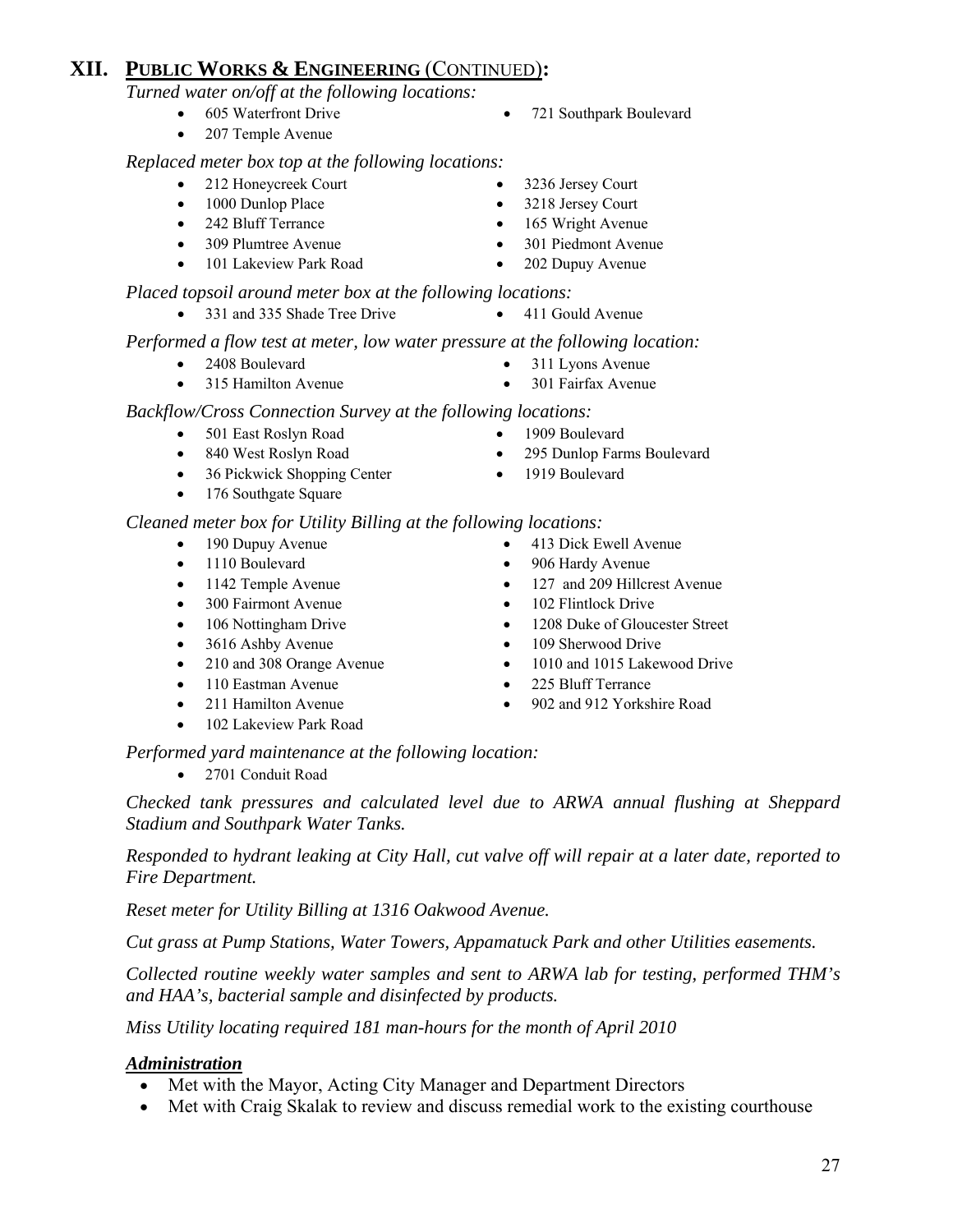## XII. PUBLIC WORKS & ENGINEERING (CONTINUED):

*Turned water on/off at the following locations:*

- 605 Waterfront Drive
- 207 Temple Avenue
- 721 Southpark Boulevard

*Replaced meter box top at the following locations:*

- 212 Honeycreek Court
- 1000 Dunlop Place
- 242 Bluff Terrance
- 309 Plumtree Avenue
- 101 Lakeview Park Road
- 3236 Jersey Court
- 3218 Jersey Court
- 165 Wright Avenue
- 301 Piedmont Avenue
- 202 Dupuy Avenue

*Placed topsoil around meter box at the following locations:*

- 331 and 335 Shade Tree Drive
- 411 Gould Avenue

*Performed a flow test at meter, low water pressure at the following location:*

- 2408 Boulevard
- 315 Hamilton Avenue
- 311 Lyons Avenue
- 301 Fairfax Avenue

*Backflow/Cross Connection Survey at the following locations:*

- 501 East Roslyn Road
- 840 West Roslyn Road
- 36 Pickwick Shopping Center
- 176 Southgate Square
- 1909 Boulevard
- 295 Dunlop Farms Boulevard
- 1919 Boulevard

*Cleaned meter box for Utility Billing at the following locations:*

- 190 Dupuy Avenue
- 1110 Boulevard
- 1142 Temple Avenue
- 300 Fairmont Avenue
- 106 Nottingham Drive
- 3616 Ashby Avenue
- 210 and 308 Orange Avenue
- 110 Eastman Avenue
- 211 Hamilton Avenue
- 102 Lakeview Park Road
- 413 Dick Ewell Avenue
- 906 Hardy Avenue
- 127 and 209 Hillcrest Avenue
- 102 Flintlock Drive
- 1208 Duke of Gloucester Street
- 109 Sherwood Drive
- 1010 and 1015 Lakewood Drive
- 225 Bluff Terrance
- 902 and 912 Yorkshire Road

*Performed yard maintenance at the following location:*

- 2701 Conduit Road

*Checked tank pressures and calculated level due to ARWA annual flushing at Sheppard Stadium and Southpark Water Tanks.*

*Responded to hydrant leaking at City Hall, cut valve off will repair at a later date, reported to Fire Department.*

*Reset meter for Utility Billing at 1316 Oakwood Avenue.*

*Cut grass at Pump Stations, Water Towers, Appamatuck Park and other Utilities easements.*

*Collected routine weekly water samples and sent to ARWA lab for testing, performed THM's and HAA's, bacterial sample and disinfected by products.*

*Miss Utility locating required 181 man-hours for the month of April 2010*

***Administration***

- Met with the Mayor, Acting City Manager and Department Directors
- Met with Craig Skalak to review and discuss remedial work to the existing courthouse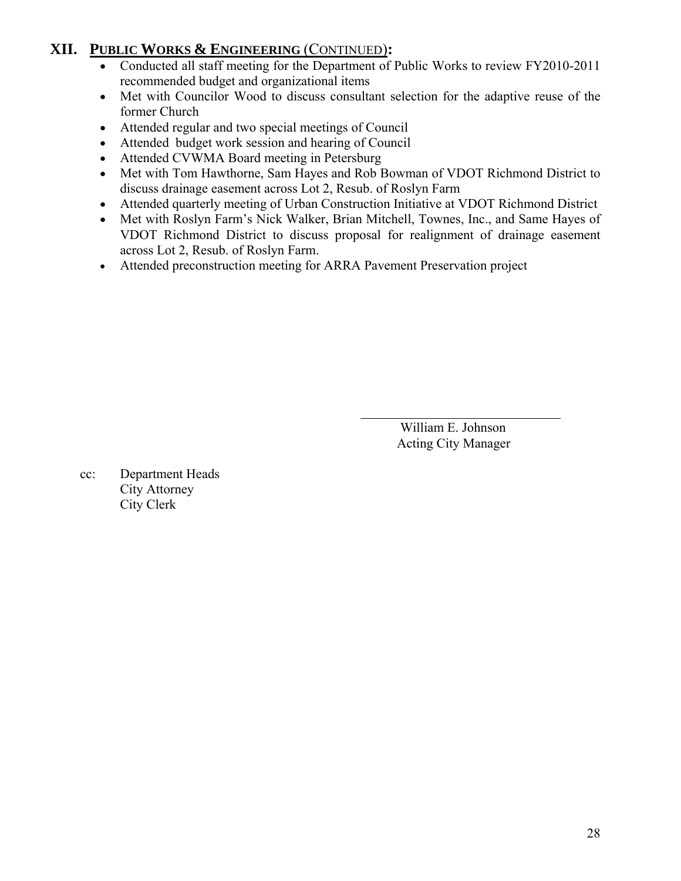## XII. PUBLIC WORKS & ENGINEERING (CONTINUED):

- Conducted all staff meeting for the Department of Public Works to review FY2010-2011 recommended budget and organizational items
- Met with Councilor Wood to discuss consultant selection for the adaptive reuse of the former Church
- Attended regular and two special meetings of Council
- Attended budget work session and hearing of Council
- Attended CVWMA Board meeting in Petersburg
- Met with Tom Hawthorne, Sam Hayes and Rob Bowman of VDOT Richmond District to discuss drainage easement across Lot 2, Resub. of Roslyn Farm
- Attended quarterly meeting of Urban Construction Initiative at VDOT Richmond District
- Met with Roslyn Farm's Nick Walker, Brian Mitchell, Townes, Inc., and Same Hayes of VDOT Richmond District to discuss proposal for realignment of drainage easement across Lot 2, Resub. of Roslyn Farm.
- Attended preconstruction meeting for ARRA Pavement Preservation project

William E. Johnson
Acting City Manager

cc: Department Heads
City Attorney
City Clerk